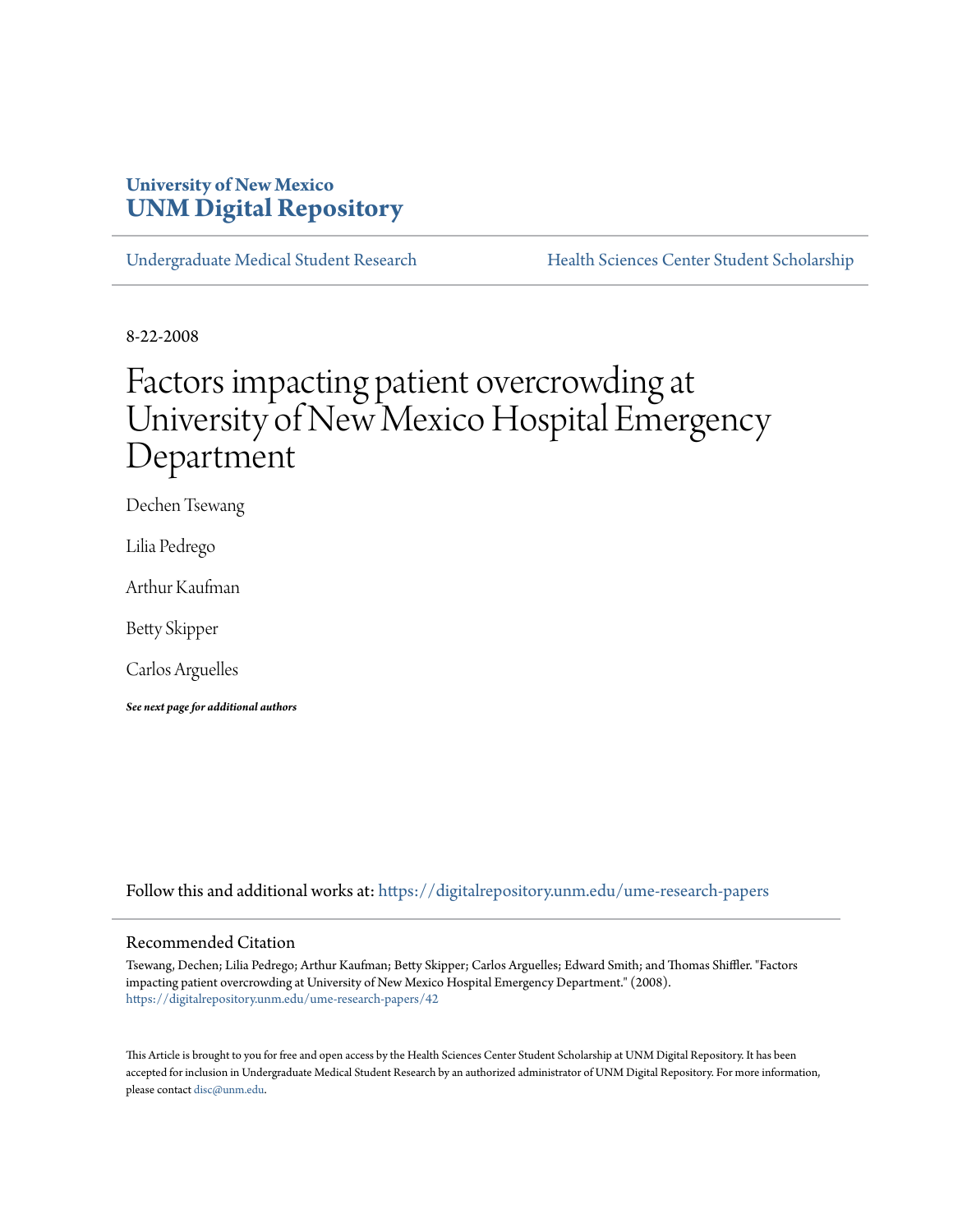University of New Mexico
**UNM Digital Repository**

Undergraduate Medical Student Research | Health Sciences Center Student Scholarship

8-22-2008

# Factors impacting patient overcrowding at University of New Mexico Hospital Emergency Department

Dechen Tsewang

Lilia Pedrego

Arthur Kaufman

Betty Skipper

Carlos Arguelles

***See next page for additional authors***

Follow this and additional works at: https://digitalrepository.unm.edu/ume-research-papers

## Recommended Citation

Tsewang, Dechen; Lilia Pedrego; Arthur Kaufman; Betty Skipper; Carlos Arguelles; Edward Smith; and Thomas Shiffler. "Factors impacting patient overcrowding at University of New Mexico Hospital Emergency Department." (2008). https://digitalrepository.unm.edu/ume-research-papers/42

This Article is brought to you for free and open access by the Health Sciences Center Student Scholarship at UNM Digital Repository. It has been accepted for inclusion in Undergraduate Medical Student Research by an authorized administrator of UNM Digital Repository. For more information, please contact disc@unm.edu.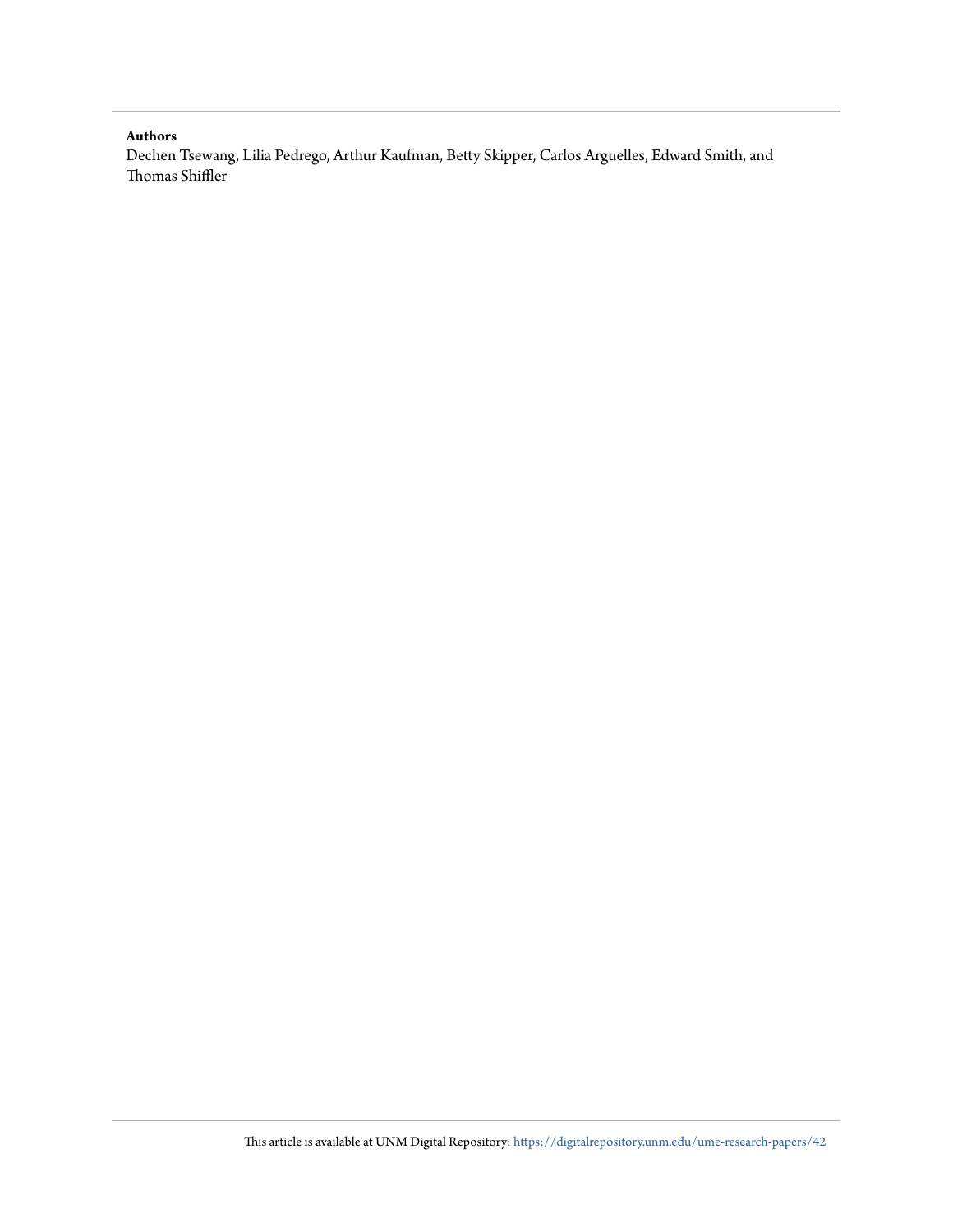**Authors**

Dechen Tsewang, Lilia Pedrego, Arthur Kaufman, Betty Skipper, Carlos Arguelles, Edward Smith, and Thomas Shiffler

This article is available at UNM Digital Repository: https://digitalrepository.unm.edu/ume-research-papers/42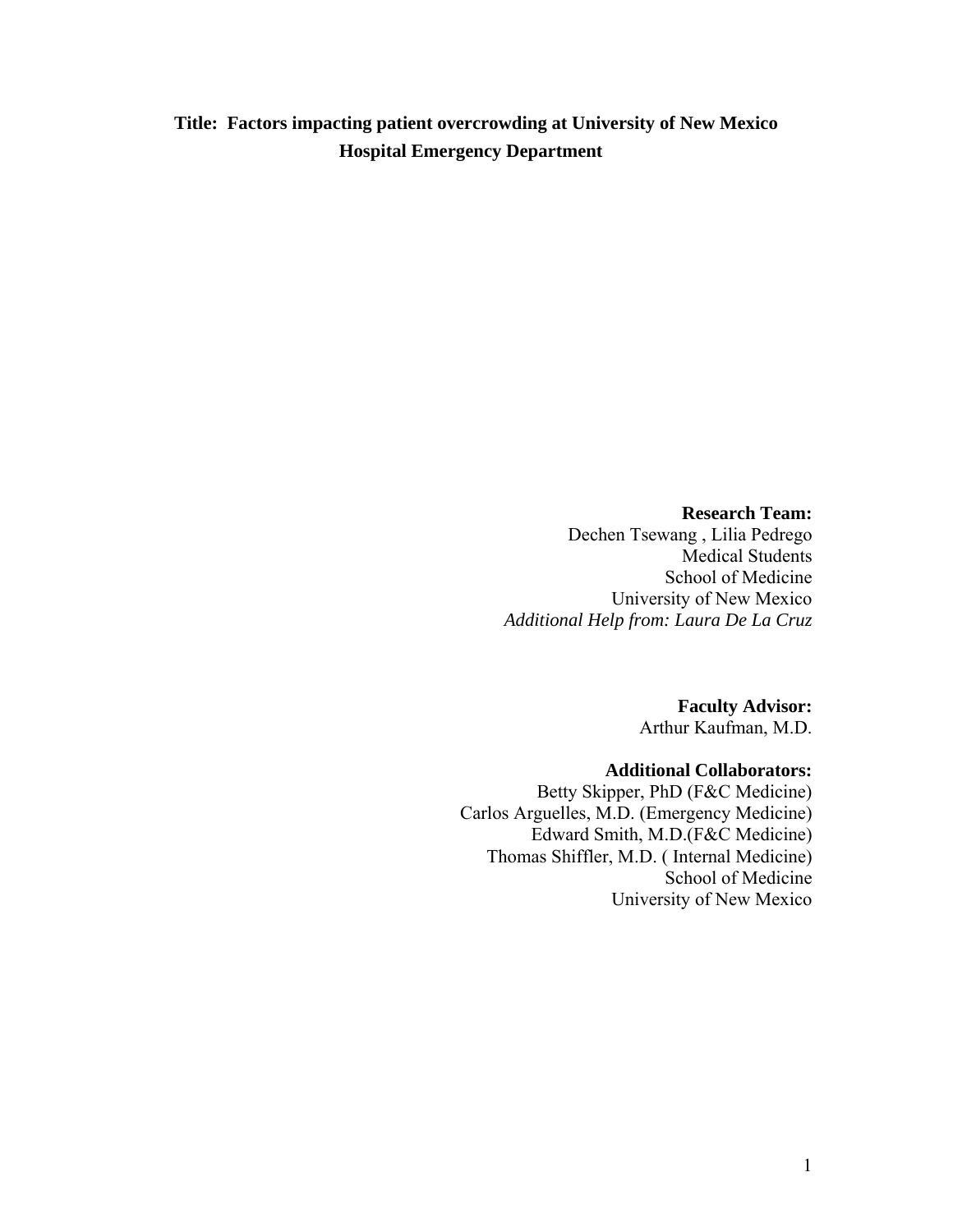**Title: Factors impacting patient overcrowding at University of New Mexico Hospital Emergency Department**

**Research Team:**
Dechen Tsewang , Lilia Pedrego
Medical Students
School of Medicine
University of New Mexico
*Additional Help from: Laura De La Cruz*

**Faculty Advisor:**
Arthur Kaufman, M.D.

**Additional Collaborators:**
Betty Skipper, PhD (F&C Medicine)
Carlos Arguelles, M.D. (Emergency Medicine)
Edward Smith, M.D.(F&C Medicine)
Thomas Shiffler, M.D. ( Internal Medicine)
School of Medicine
University of New Mexico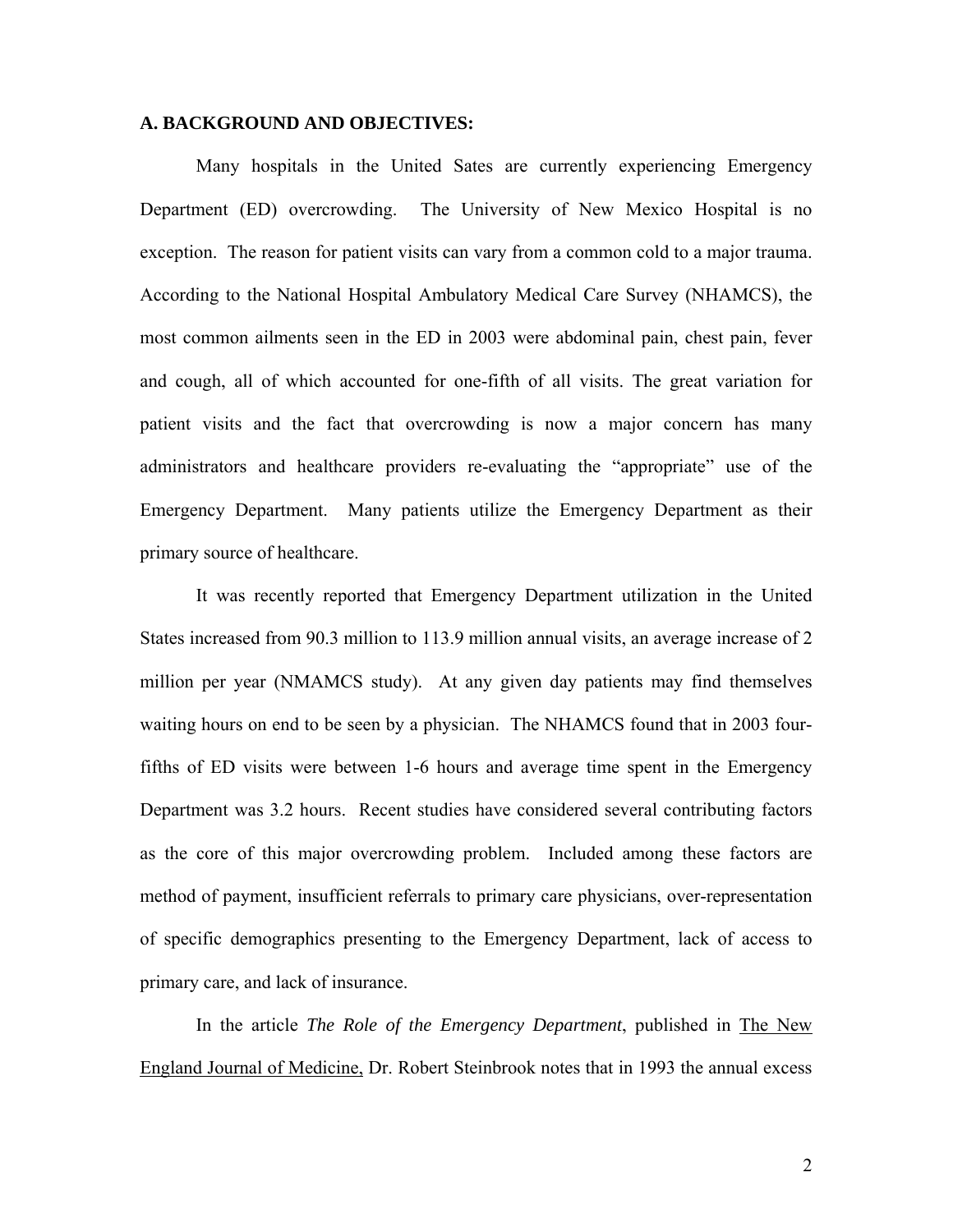## A. BACKGROUND AND OBJECTIVES:

Many hospitals in the United Sates are currently experiencing Emergency Department (ED) overcrowding. The University of New Mexico Hospital is no exception. The reason for patient visits can vary from a common cold to a major trauma. According to the National Hospital Ambulatory Medical Care Survey (NHAMCS), the most common ailments seen in the ED in 2003 were abdominal pain, chest pain, fever and cough, all of which accounted for one-fifth of all visits. The great variation for patient visits and the fact that overcrowding is now a major concern has many administrators and healthcare providers re-evaluating the "appropriate" use of the Emergency Department. Many patients utilize the Emergency Department as their primary source of healthcare.

It was recently reported that Emergency Department utilization in the United States increased from 90.3 million to 113.9 million annual visits, an average increase of 2 million per year (NMAMCS study). At any given day patients may find themselves waiting hours on end to be seen by a physician. The NHAMCS found that in 2003 four-fifths of ED visits were between 1-6 hours and average time spent in the Emergency Department was 3.2 hours. Recent studies have considered several contributing factors as the core of this major overcrowding problem. Included among these factors are method of payment, insufficient referrals to primary care physicians, over-representation of specific demographics presenting to the Emergency Department, lack of access to primary care, and lack of insurance.

In the article *The Role of the Emergency Department*, published in The New England Journal of Medicine, Dr. Robert Steinbrook notes that in 1993 the annual excess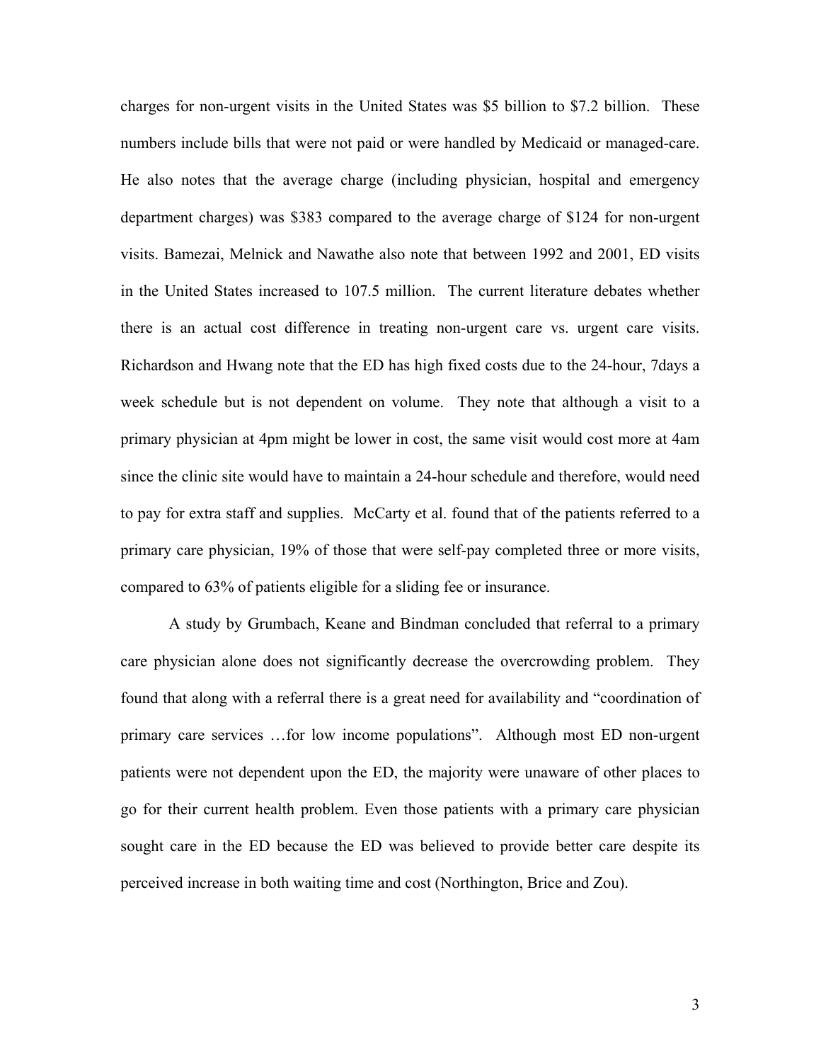charges for non-urgent visits in the United States was $5 billion to $7.2 billion. These numbers include bills that were not paid or were handled by Medicaid or managed-care. He also notes that the average charge (including physician, hospital and emergency department charges) was $383 compared to the average charge of $124 for non-urgent visits. Bamezai, Melnick and Nawathe also note that between 1992 and 2001, ED visits in the United States increased to 107.5 million. The current literature debates whether there is an actual cost difference in treating non-urgent care vs. urgent care visits. Richardson and Hwang note that the ED has high fixed costs due to the 24-hour, 7days a week schedule but is not dependent on volume. They note that although a visit to a primary physician at 4pm might be lower in cost, the same visit would cost more at 4am since the clinic site would have to maintain a 24-hour schedule and therefore, would need to pay for extra staff and supplies. McCarty et al. found that of the patients referred to a primary care physician, 19% of those that were self-pay completed three or more visits, compared to 63% of patients eligible for a sliding fee or insurance.

A study by Grumbach, Keane and Bindman concluded that referral to a primary care physician alone does not significantly decrease the overcrowding problem. They found that along with a referral there is a great need for availability and "coordination of primary care services …for low income populations". Although most ED non-urgent patients were not dependent upon the ED, the majority were unaware of other places to go for their current health problem. Even those patients with a primary care physician sought care in the ED because the ED was believed to provide better care despite its perceived increase in both waiting time and cost (Northington, Brice and Zou).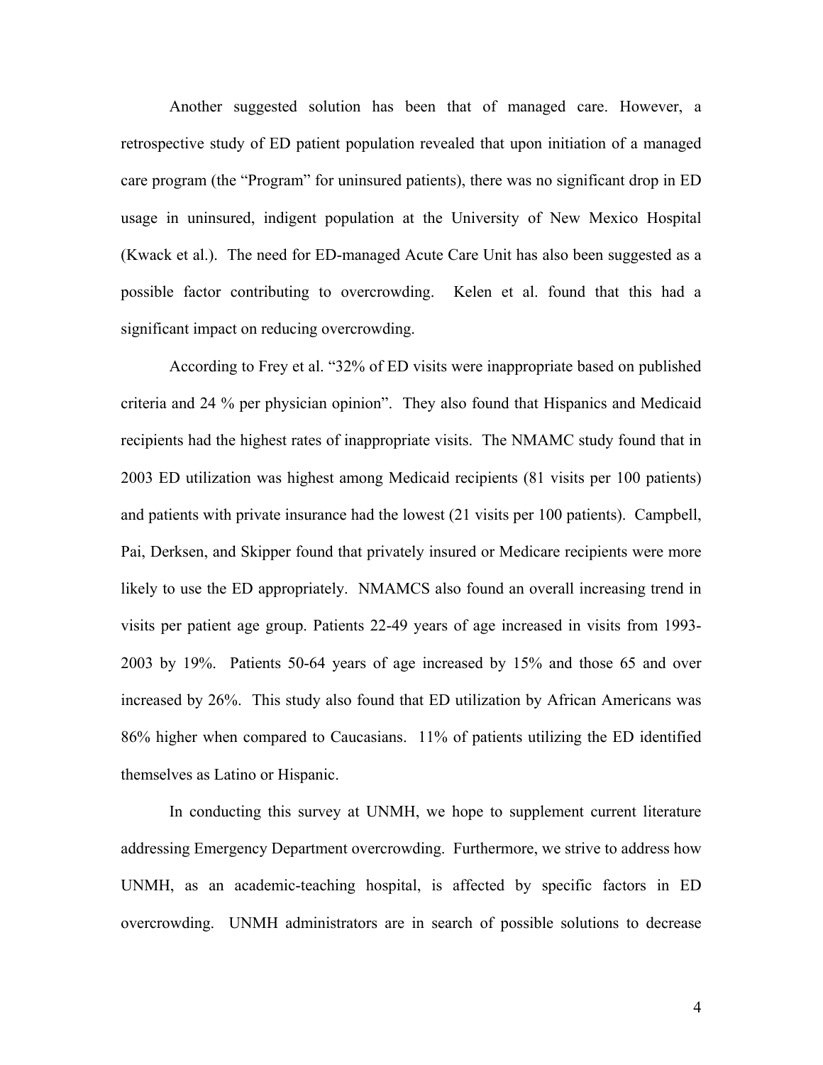Another suggested solution has been that of managed care. However, a retrospective study of ED patient population revealed that upon initiation of a managed care program (the "Program" for uninsured patients), there was no significant drop in ED usage in uninsured, indigent population at the University of New Mexico Hospital (Kwack et al.). The need for ED-managed Acute Care Unit has also been suggested as a possible factor contributing to overcrowding. Kelen et al. found that this had a significant impact on reducing overcrowding.

According to Frey et al. "32% of ED visits were inappropriate based on published criteria and 24 % per physician opinion". They also found that Hispanics and Medicaid recipients had the highest rates of inappropriate visits. The NMAMC study found that in 2003 ED utilization was highest among Medicaid recipients (81 visits per 100 patients) and patients with private insurance had the lowest (21 visits per 100 patients). Campbell, Pai, Derksen, and Skipper found that privately insured or Medicare recipients were more likely to use the ED appropriately. NMAMCS also found an overall increasing trend in visits per patient age group. Patients 22-49 years of age increased in visits from 1993-2003 by 19%. Patients 50-64 years of age increased by 15% and those 65 and over increased by 26%. This study also found that ED utilization by African Americans was 86% higher when compared to Caucasians. 11% of patients utilizing the ED identified themselves as Latino or Hispanic.

In conducting this survey at UNMH, we hope to supplement current literature addressing Emergency Department overcrowding. Furthermore, we strive to address how UNMH, as an academic-teaching hospital, is affected by specific factors in ED overcrowding. UNMH administrators are in search of possible solutions to decrease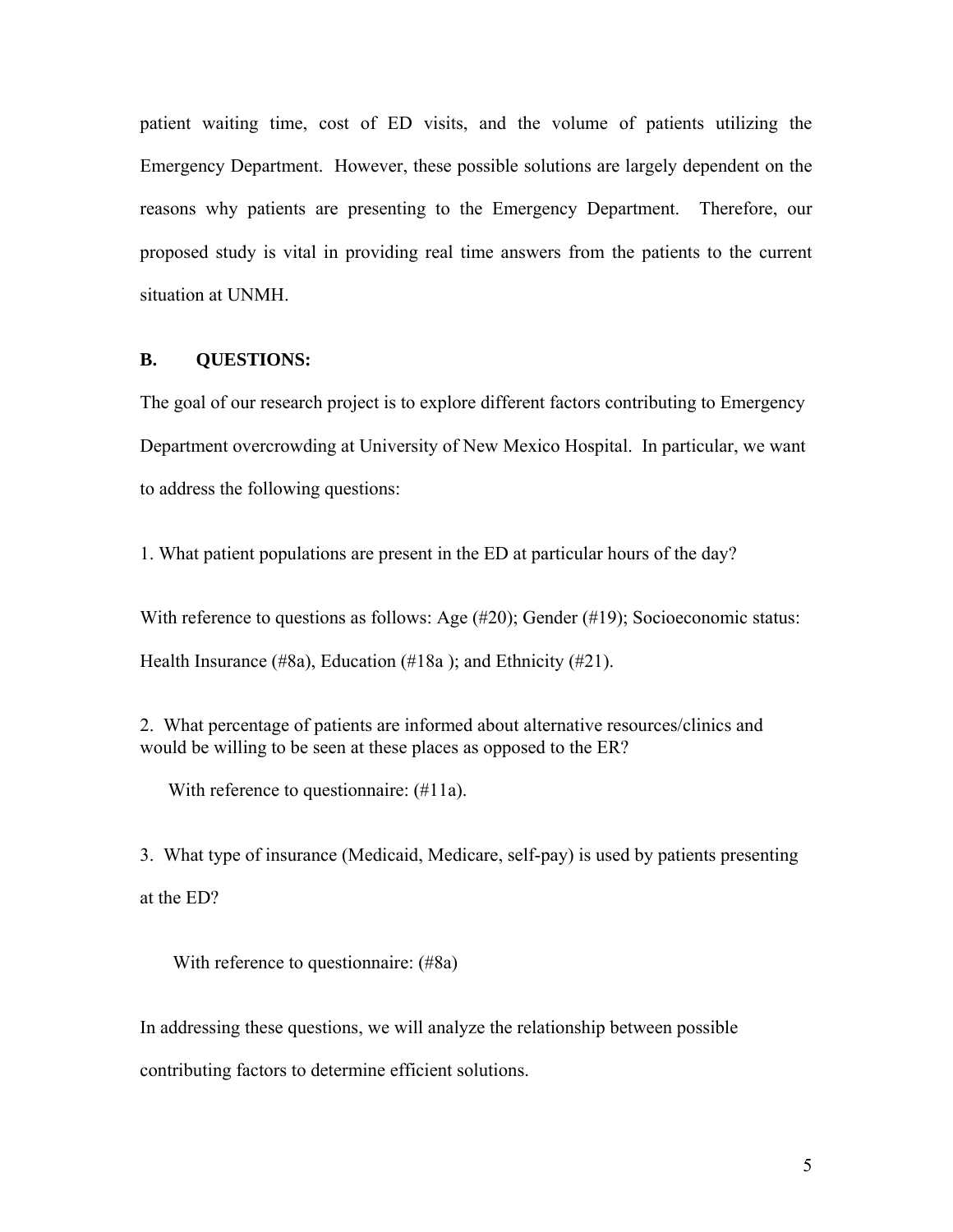patient waiting time, cost of ED visits, and the volume of patients utilizing the Emergency Department. However, these possible solutions are largely dependent on the reasons why patients are presenting to the Emergency Department. Therefore, our proposed study is vital in providing real time answers from the patients to the current situation at UNMH.

## B. QUESTIONS:

The goal of our research project is to explore different factors contributing to Emergency Department overcrowding at University of New Mexico Hospital. In particular, we want to address the following questions:

1. What patient populations are present in the ED at particular hours of the day?

With reference to questions as follows: Age (#20); Gender (#19); Socioeconomic status: Health Insurance (#8a), Education (#18a ); and Ethnicity (#21).

2. What percentage of patients are informed about alternative resources/clinics and would be willing to be seen at these places as opposed to the ER?

With reference to questionnaire: (#11a).

3. What type of insurance (Medicaid, Medicare, self-pay) is used by patients presenting at the ED?

With reference to questionnaire: (#8a)

In addressing these questions, we will analyze the relationship between possible contributing factors to determine efficient solutions.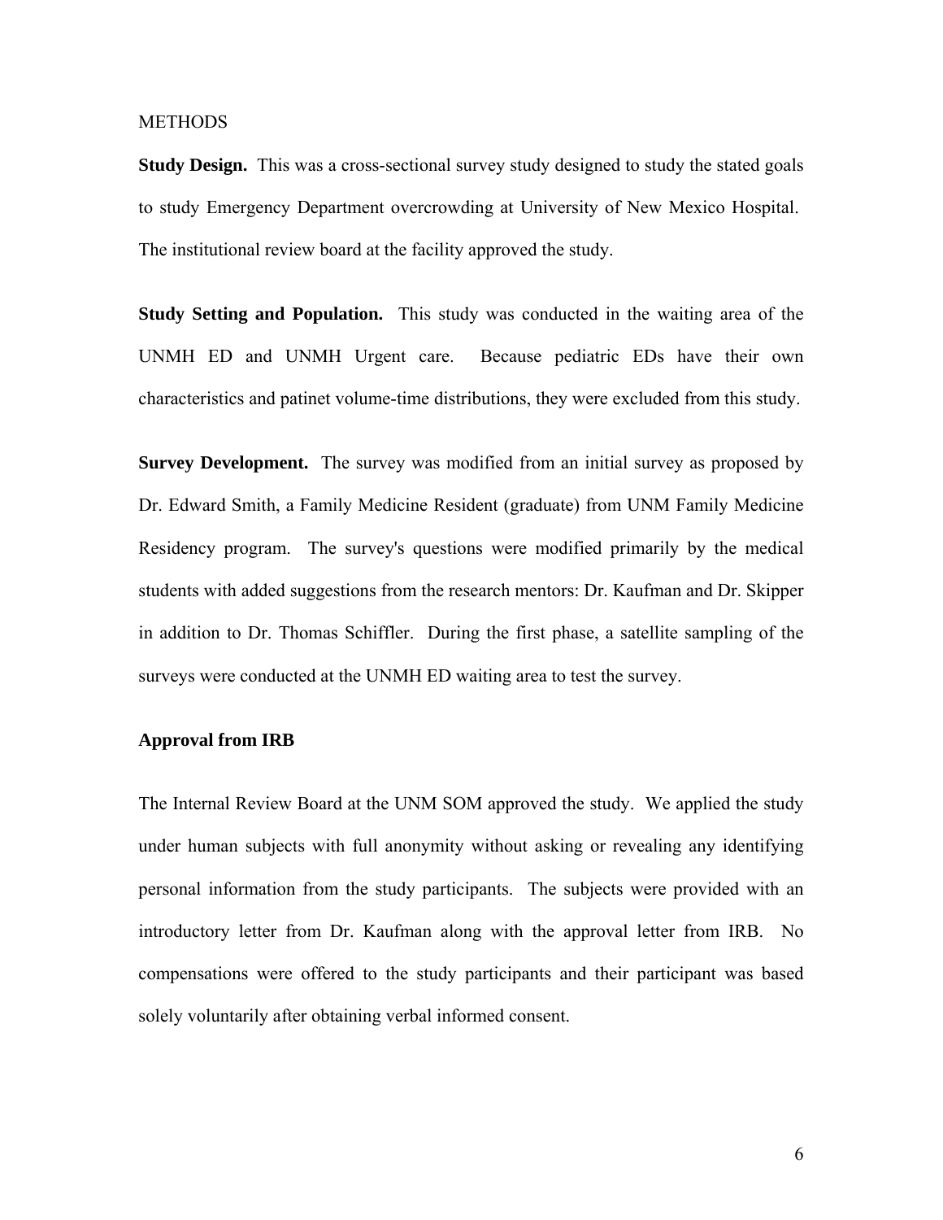METHODS

**Study Design.** This was a cross-sectional survey study designed to study the stated goals to study Emergency Department overcrowding at University of New Mexico Hospital. The institutional review board at the facility approved the study.

**Study Setting and Population.** This study was conducted in the waiting area of the UNMH ED and UNMH Urgent care. Because pediatric EDs have their own characteristics and patinet volume-time distributions, they were excluded from this study.

**Survey Development.** The survey was modified from an initial survey as proposed by Dr. Edward Smith, a Family Medicine Resident (graduate) from UNM Family Medicine Residency program. The survey's questions were modified primarily by the medical students with added suggestions from the research mentors: Dr. Kaufman and Dr. Skipper in addition to Dr. Thomas Schiffler. During the first phase, a satellite sampling of the surveys were conducted at the UNMH ED waiting area to test the survey.

**Approval from IRB**

The Internal Review Board at the UNM SOM approved the study. We applied the study under human subjects with full anonymity without asking or revealing any identifying personal information from the study participants. The subjects were provided with an introductory letter from Dr. Kaufman along with the approval letter from IRB. No compensations were offered to the study participants and their participant was based solely voluntarily after obtaining verbal informed consent.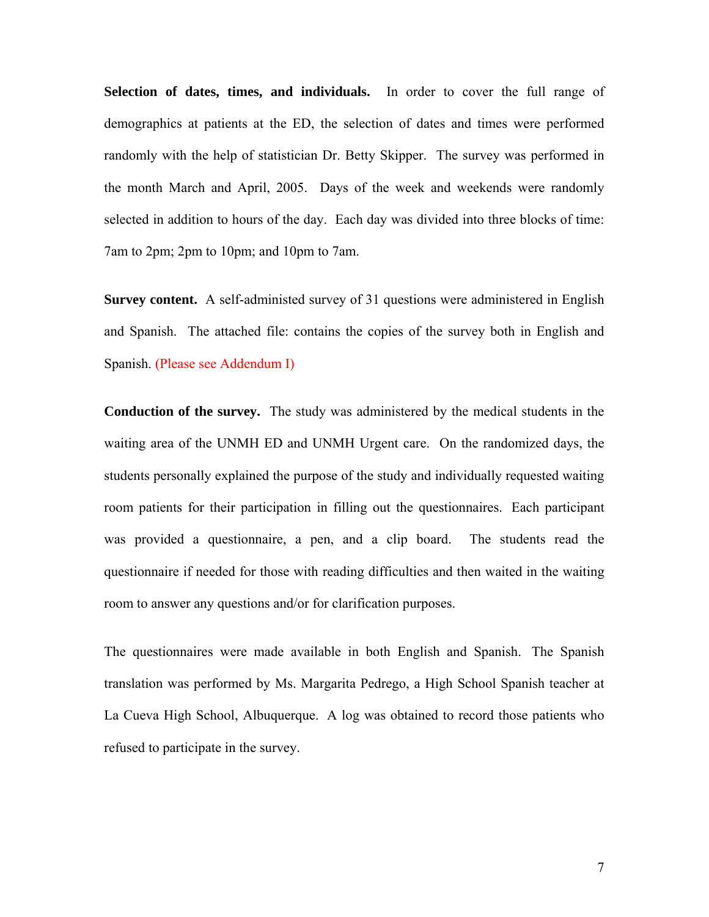**Selection of dates, times, and individuals.** In order to cover the full range of demographics at patients at the ED, the selection of dates and times were performed randomly with the help of statistician Dr. Betty Skipper. The survey was performed in the month March and April, 2005. Days of the week and weekends were randomly selected in addition to hours of the day. Each day was divided into three blocks of time: 7am to 2pm; 2pm to 10pm; and 10pm to 7am.

**Survey content.** A self-administed survey of 31 questions were administered in English and Spanish. The attached file: contains the copies of the survey both in English and Spanish. (Please see Addendum I)

**Conduction of the survey.** The study was administered by the medical students in the waiting area of the UNMH ED and UNMH Urgent care. On the randomized days, the students personally explained the purpose of the study and individually requested waiting room patients for their participation in filling out the questionnaires. Each participant was provided a questionnaire, a pen, and a clip board. The students read the questionnaire if needed for those with reading difficulties and then waited in the waiting room to answer any questions and/or for clarification purposes.

The questionnaires were made available in both English and Spanish. The Spanish translation was performed by Ms. Margarita Pedrego, a High School Spanish teacher at La Cueva High School, Albuquerque. A log was obtained to record those patients who refused to participate in the survey.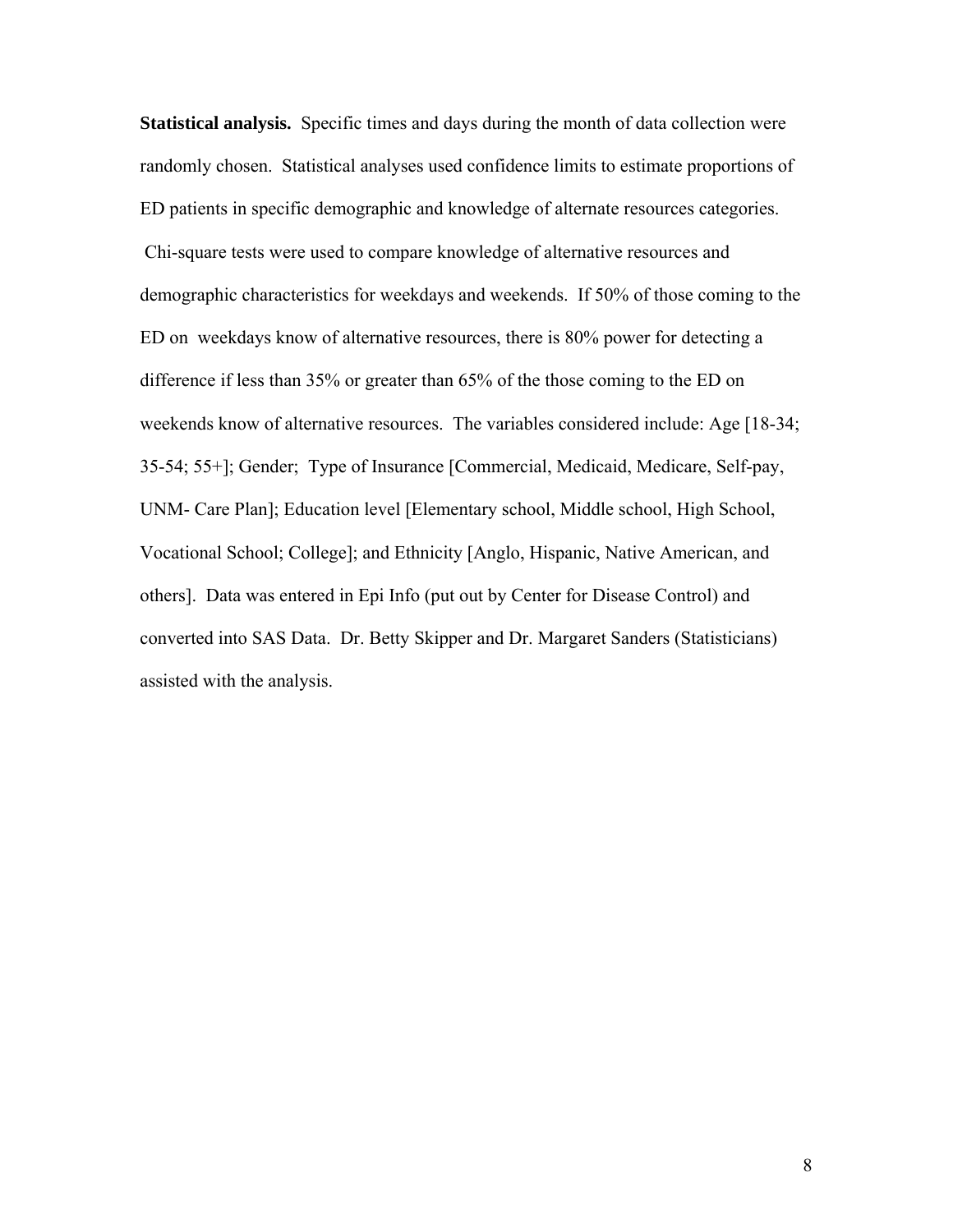**Statistical analysis.** Specific times and days during the month of data collection were randomly chosen. Statistical analyses used confidence limits to estimate proportions of ED patients in specific demographic and knowledge of alternate resources categories. Chi-square tests were used to compare knowledge of alternative resources and demographic characteristics for weekdays and weekends. If 50% of those coming to the ED on weekdays know of alternative resources, there is 80% power for detecting a difference if less than 35% or greater than 65% of the those coming to the ED on weekends know of alternative resources. The variables considered include: Age [18-34; 35-54; 55+]; Gender; Type of Insurance [Commercial, Medicaid, Medicare, Self-pay, UNM- Care Plan]; Education level [Elementary school, Middle school, High School, Vocational School; College]; and Ethnicity [Anglo, Hispanic, Native American, and others]. Data was entered in Epi Info (put out by Center for Disease Control) and converted into SAS Data. Dr. Betty Skipper and Dr. Margaret Sanders (Statisticians) assisted with the analysis.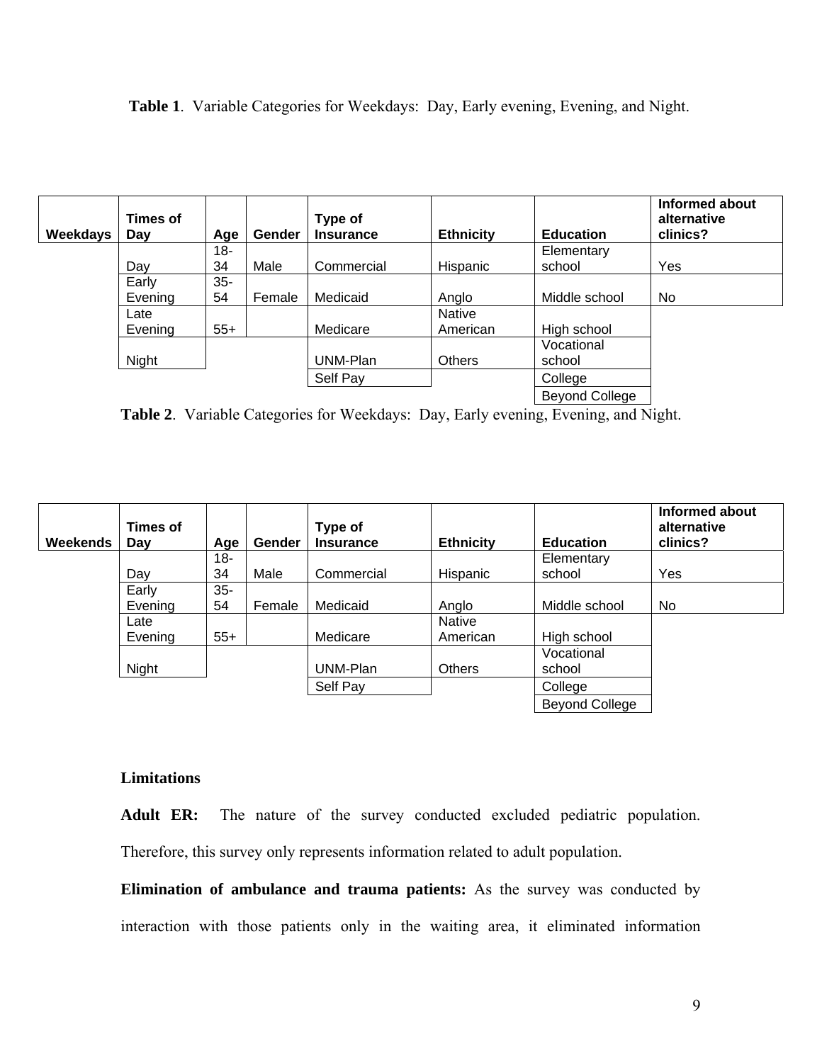**Table 1**. Variable Categories for Weekdays: Day, Early evening, Evening, and Night.

| Weekdays | Times of Day | Age | Gender | Type of Insurance | Ethnicity | Education | Informed about alternative clinics? |
|---|---|---|---|---|---|---|---|
| | Day | 18-34 | Male | Commercial | Hispanic | Elementary school | Yes |
| | Early Evening | 35-54 | Female | Medicaid | Anglo | Middle school | No |
| | Late Evening | 55+ | | Medicare | Native American | High school | |
| | Night | | | UNM-Plan | Others | Vocational school | |
| | | | | Self Pay | | College | |
| | | | | | | Beyond College | |

**Table 2**. Variable Categories for Weekdays: Day, Early evening, Evening, and Night.

| Weekends | Times of Day | Age | Gender | Type of Insurance | Ethnicity | Education | Informed about alternative clinics? |
|---|---|---|---|---|---|---|---|
| | Day | 18-34 | Male | Commercial | Hispanic | Elementary school | Yes |
| | Early Evening | 35-54 | Female | Medicaid | Anglo | Middle school | No |
| | Late Evening | 55+ | | Medicare | Native American | High school | |
| | Night | | | UNM-Plan | Others | Vocational school | |
| | | | | Self Pay | | College | |
| | | | | | | Beyond College | |

## Limitations

**Adult ER:** The nature of the survey conducted excluded pediatric population. Therefore, this survey only represents information related to adult population.

**Elimination of ambulance and trauma patients:** As the survey was conducted by interaction with those patients only in the waiting area, it eliminated information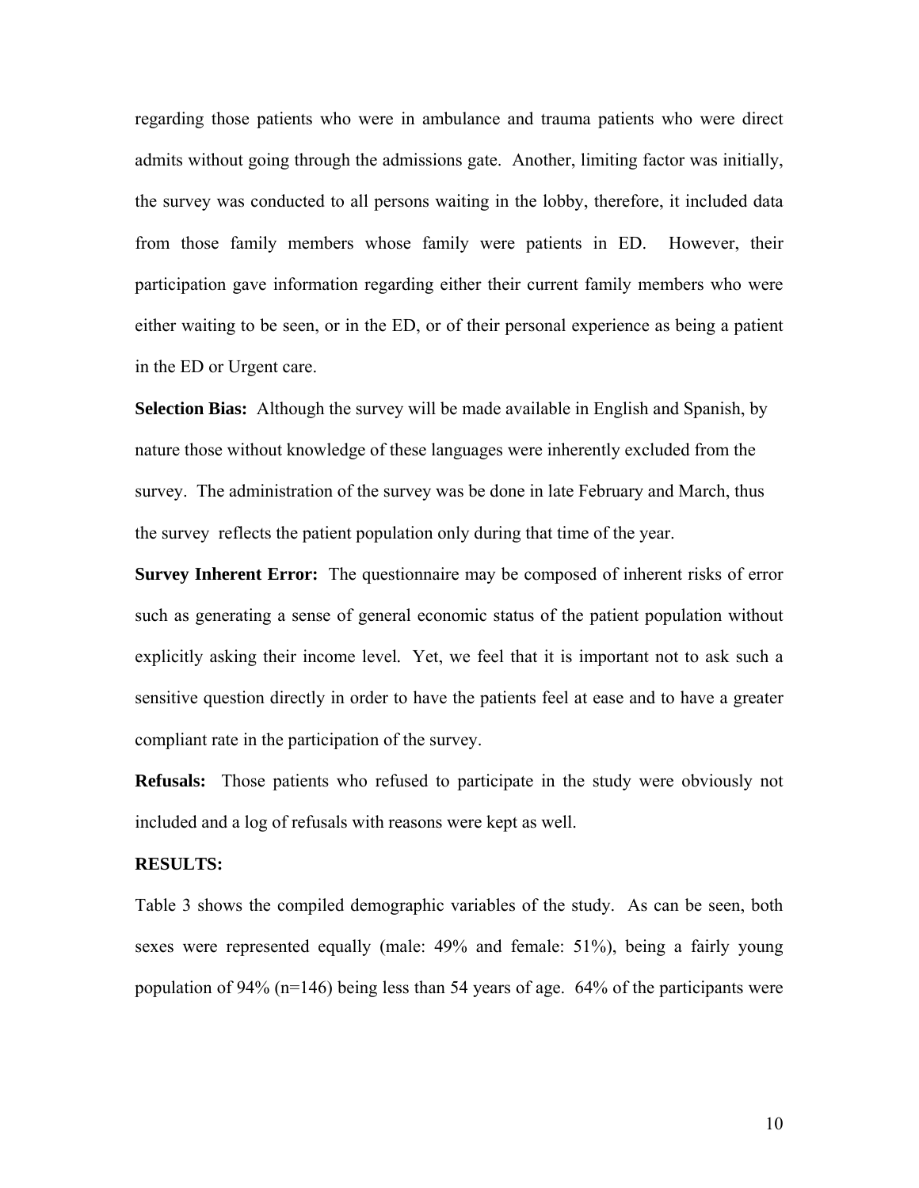regarding those patients who were in ambulance and trauma patients who were direct admits without going through the admissions gate. Another, limiting factor was initially, the survey was conducted to all persons waiting in the lobby, therefore, it included data from those family members whose family were patients in ED. However, their participation gave information regarding either their current family members who were either waiting to be seen, or in the ED, or of their personal experience as being a patient in the ED or Urgent care.

**Selection Bias:** Although the survey will be made available in English and Spanish, by nature those without knowledge of these languages were inherently excluded from the survey. The administration of the survey was be done in late February and March, thus the survey reflects the patient population only during that time of the year.

**Survey Inherent Error:** The questionnaire may be composed of inherent risks of error such as generating a sense of general economic status of the patient population without explicitly asking their income level. Yet, we feel that it is important not to ask such a sensitive question directly in order to have the patients feel at ease and to have a greater compliant rate in the participation of the survey.

**Refusals:** Those patients who refused to participate in the study were obviously not included and a log of refusals with reasons were kept as well.

**RESULTS:**

Table 3 shows the compiled demographic variables of the study. As can be seen, both sexes were represented equally (male: 49% and female: 51%), being a fairly young population of 94% (n=146) being less than 54 years of age. 64% of the participants were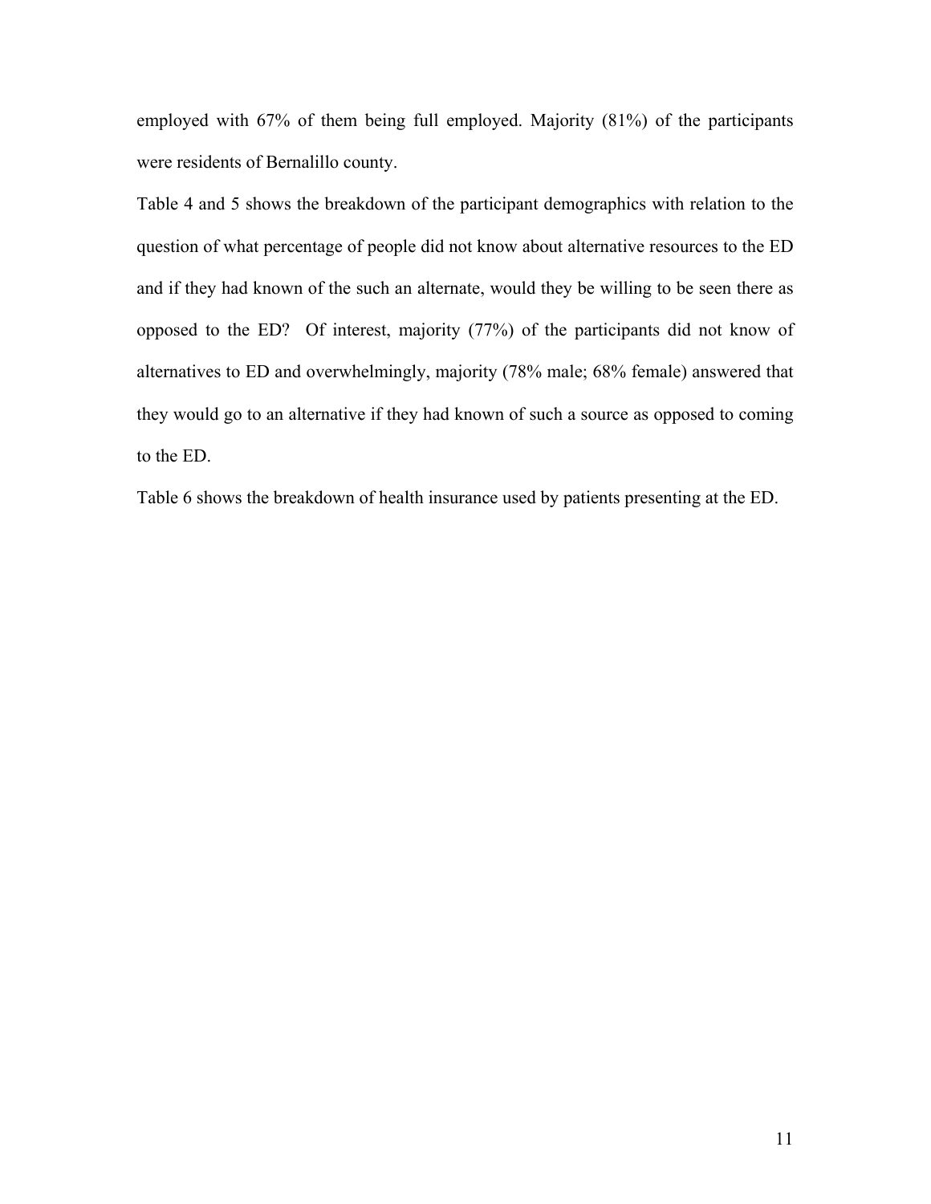employed with 67% of them being full employed. Majority (81%) of the participants were residents of Bernalillo county.

Table 4 and 5 shows the breakdown of the participant demographics with relation to the question of what percentage of people did not know about alternative resources to the ED and if they had known of the such an alternate, would they be willing to be seen there as opposed to the ED? Of interest, majority (77%) of the participants did not know of alternatives to ED and overwhelmingly, majority (78% male; 68% female) answered that they would go to an alternative if they had known of such a source as opposed to coming to the ED.

Table 6 shows the breakdown of health insurance used by patients presenting at the ED.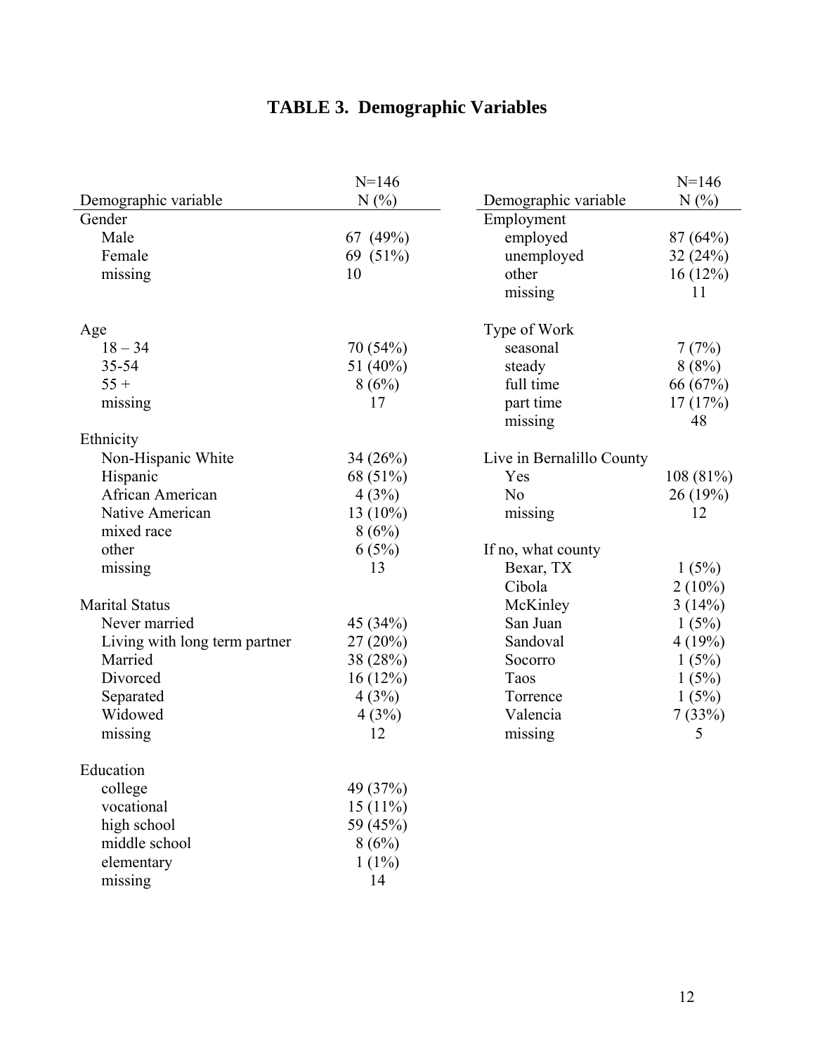# TABLE 3. Demographic Variables

| Demographic variable | N=146 N (%) |
|---|---|
| **Gender** | |
| Male | 67 (49%) |
| Female | 69 (51%) |
| missing | 10 |
| **Age** | |
| 18 – 34 | 70 (54%) |
| 35-54 | 51 (40%) |
| 55 + | 8 (6%) |
| missing | 17 |
| **Ethnicity** | |
| Non-Hispanic White | 34 (26%) |
| Hispanic | 68 (51%) |
| African American | 4 (3%) |
| Native American | 13 (10%) |
| mixed race | 8 (6%) |
| other | 6 (5%) |
| missing | 13 |
| **Marital Status** | |
| Never married | 45 (34%) |
| Living with long term partner | 27 (20%) |
| Married | 38 (28%) |
| Divorced | 16 (12%) |
| Separated | 4 (3%) |
| Widowed | 4 (3%) |
| missing | 12 |
| **Education** | |
| college | 49 (37%) |
| vocational | 15 (11%) |
| high school | 59 (45%) |
| middle school | 8 (6%) |
| elementary | 1 (1%) |
| missing | 14 |

| Demographic variable | N=146 N (%) |
|---|---|
| **Employment** | |
| employed | 87 (64%) |
| unemployed | 32 (24%) |
| other | 16 (12%) |
| missing | 11 |
| **Type of Work** | |
| seasonal | 7 (7%) |
| steady | 8 (8%) |
| full time | 66 (67%) |
| part time | 17 (17%) |
| missing | 48 |
| **Live in Bernalillo County** | |
| Yes | 108 (81%) |
| No | 26 (19%) |
| missing | 12 |
| **If no, what county** | |
| Bexar, TX | 1 (5%) |
| Cibola | 2 (10%) |
| McKinley | 3 (14%) |
| San Juan | 1 (5%) |
| Sandoval | 4 (19%) |
| Socorro | 1 (5%) |
| Taos | 1 (5%) |
| Torrence | 1 (5%) |
| Valencia | 7 (33%) |
| missing | 5 |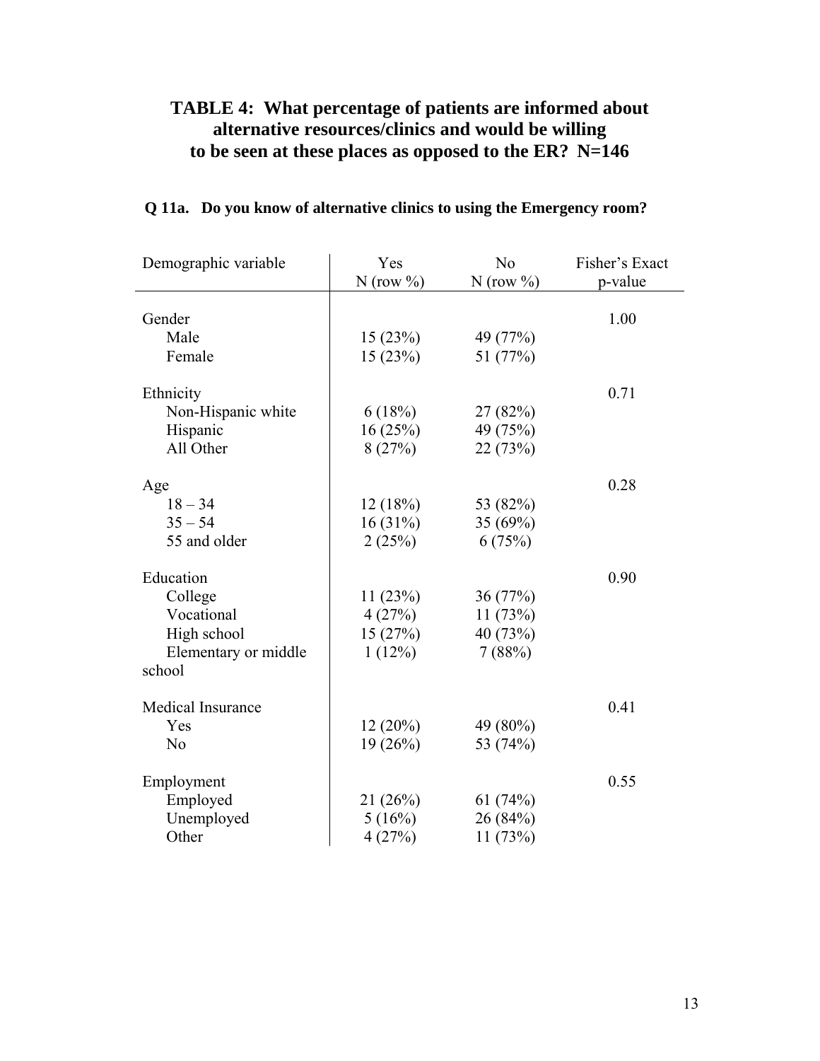## TABLE 4: What percentage of patients are informed about alternative resources/clinics and would be willing to be seen at these places as opposed to the ER? N=146

**Q 11a. Do you know of alternative clinics to using the Emergency room?**

| Demographic variable | Yes N (row %) | No N (row %) | Fisher's Exact p-value |
|---|---|---|---|
| Gender | | | 1.00 |
| Male | 15 (23%) | 49 (77%) | |
| Female | 15 (23%) | 51 (77%) | |
| Ethnicity | | | 0.71 |
| Non-Hispanic white | 6 (18%) | 27 (82%) | |
| Hispanic | 16 (25%) | 49 (75%) | |
| All Other | 8 (27%) | 22 (73%) | |
| Age | | | 0.28 |
| 18 – 34 | 12 (18%) | 53 (82%) | |
| 35 – 54 | 16 (31%) | 35 (69%) | |
| 55 and older | 2 (25%) | 6 (75%) | |
| Education | | | 0.90 |
| College | 11 (23%) | 36 (77%) | |
| Vocational | 4 (27%) | 11 (73%) | |
| High school | 15 (27%) | 40 (73%) | |
| Elementary or middle school | 1 (12%) | 7 (88%) | |
| Medical Insurance | | | 0.41 |
| Yes | 12 (20%) | 49 (80%) | |
| No | 19 (26%) | 53 (74%) | |
| Employment | | | 0.55 |
| Employed | 21 (26%) | 61 (74%) | |
| Unemployed | 5 (16%) | 26 (84%) | |
| Other | 4 (27%) | 11 (73%) | |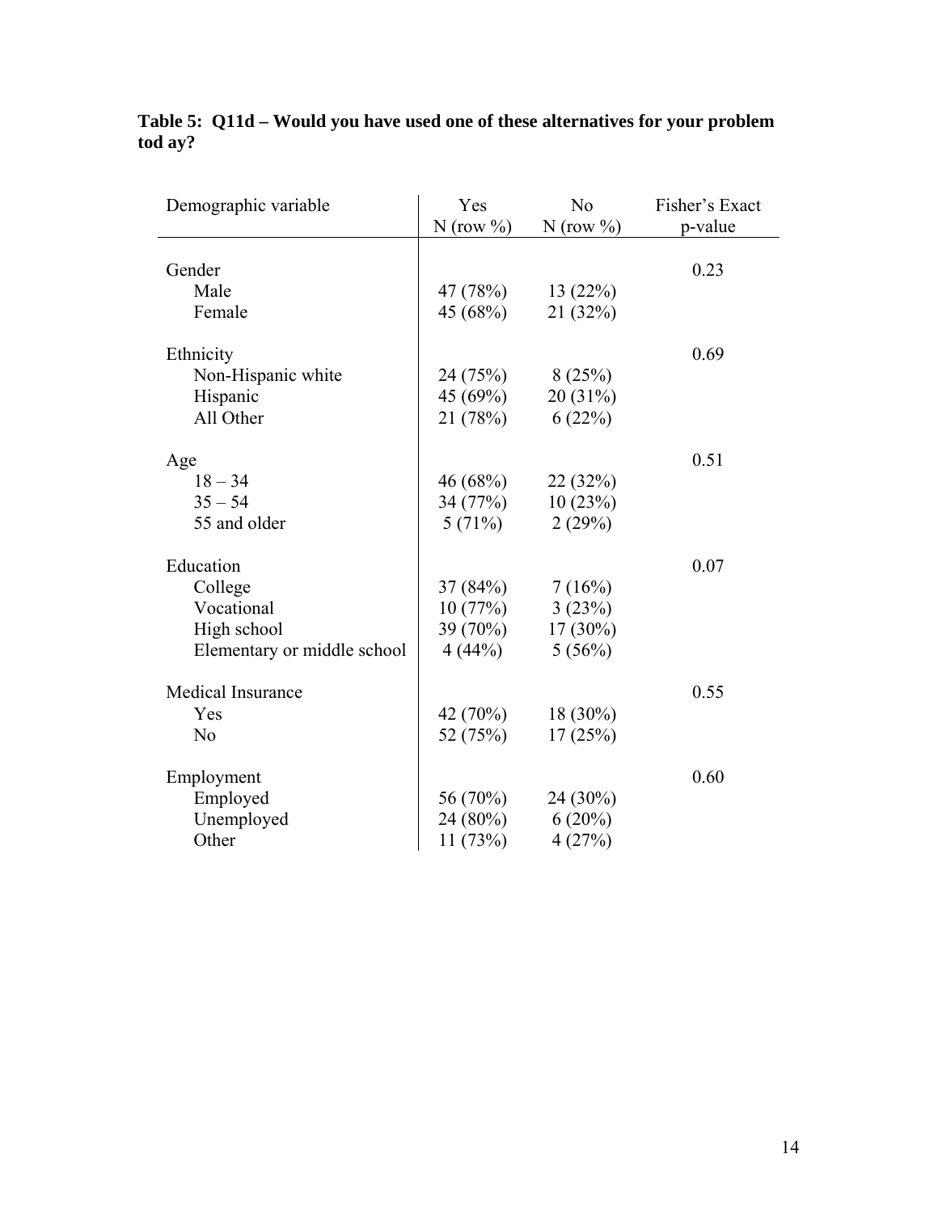**Table 5: Q11d – Would you have used one of these alternatives for your problem tod ay?**

| Demographic variable | Yes N (row %) | No N (row %) | Fisher's Exact p-value |
|---|---|---|---|
| Gender | | | 0.23 |
| Male | 47 (78%) | 13 (22%) | |
| Female | 45 (68%) | 21 (32%) | |
| Ethnicity | | | 0.69 |
| Non-Hispanic white | 24 (75%) | 8 (25%) | |
| Hispanic | 45 (69%) | 20 (31%) | |
| All Other | 21 (78%) | 6 (22%) | |
| Age | | | 0.51 |
| 18 – 34 | 46 (68%) | 22 (32%) | |
| 35 – 54 | 34 (77%) | 10 (23%) | |
| 55 and older | 5 (71%) | 2 (29%) | |
| Education | | | 0.07 |
| College | 37 (84%) | 7 (16%) | |
| Vocational | 10 (77%) | 3 (23%) | |
| High school | 39 (70%) | 17 (30%) | |
| Elementary or middle school | 4 (44%) | 5 (56%) | |
| Medical Insurance | | | 0.55 |
| Yes | 42 (70%) | 18 (30%) | |
| No | 52 (75%) | 17 (25%) | |
| Employment | | | 0.60 |
| Employed | 56 (70%) | 24 (30%) | |
| Unemployed | 24 (80%) | 6 (20%) | |
| Other | 11 (73%) | 4 (27%) | |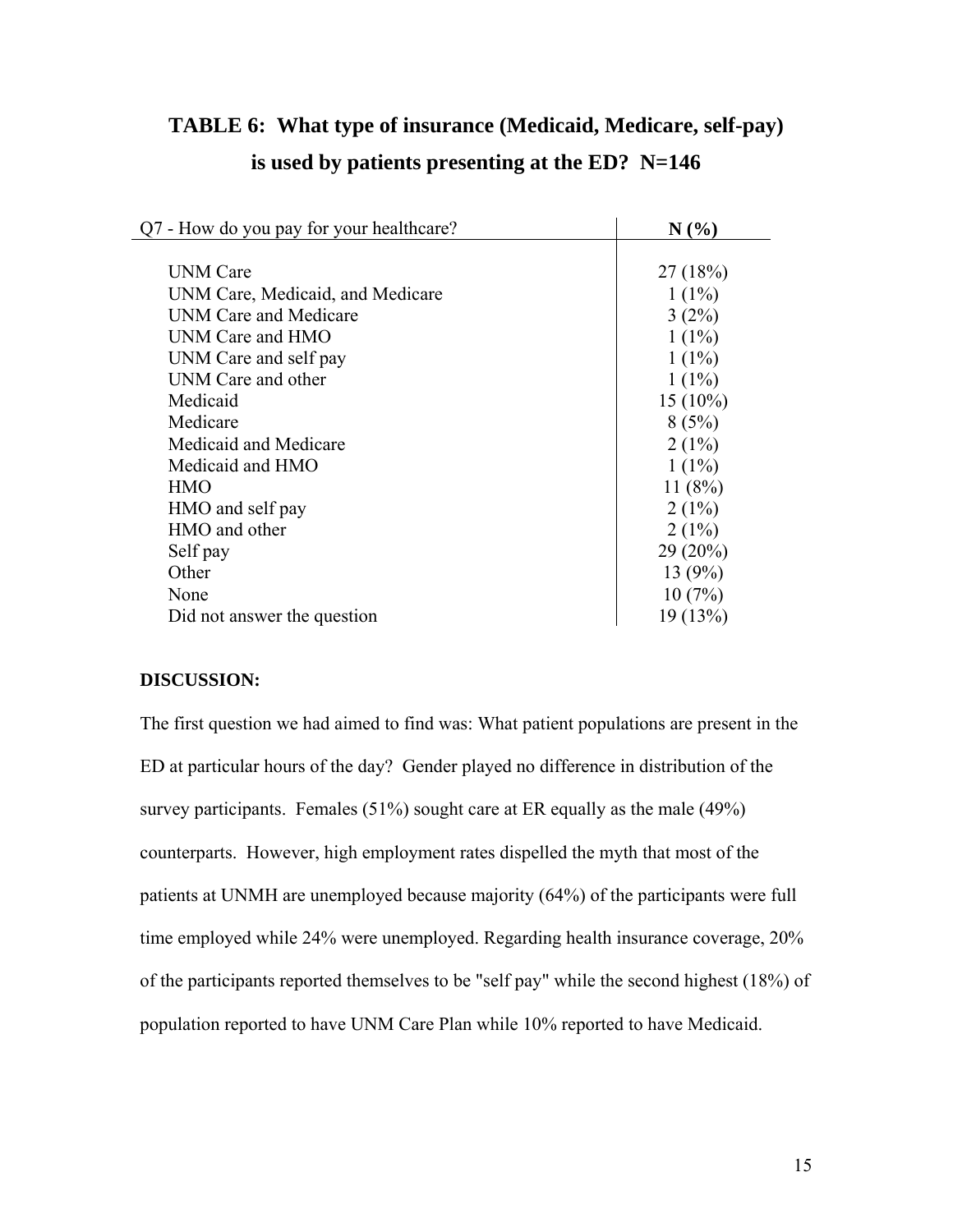## TABLE 6: What type of insurance (Medicaid, Medicare, self-pay) is used by patients presenting at the ED? N=146

| Q7 - How do you pay for your healthcare? | N (%) |
|---|---|
| UNM Care | 27 (18%) |
| UNM Care, Medicaid, and Medicare | 1 (1%) |
| UNM Care and Medicare | 3 (2%) |
| UNM Care and HMO | 1 (1%) |
| UNM Care and self pay | 1 (1%) |
| UNM Care and other | 1 (1%) |
| Medicaid | 15 (10%) |
| Medicare | 8 (5%) |
| Medicaid and Medicare | 2 (1%) |
| Medicaid and HMO | 1 (1%) |
| HMO | 11 (8%) |
| HMO and self pay | 2 (1%) |
| HMO and other | 2 (1%) |
| Self pay | 29 (20%) |
| Other | 13 (9%) |
| None | 10 (7%) |
| Did not answer the question | 19 (13%) |

**DISCUSSION:**

The first question we had aimed to find was: What patient populations are present in the ED at particular hours of the day? Gender played no difference in distribution of the survey participants. Females (51%) sought care at ER equally as the male (49%) counterparts. However, high employment rates dispelled the myth that most of the patients at UNMH are unemployed because majority (64%) of the participants were full time employed while 24% were unemployed. Regarding health insurance coverage, 20% of the participants reported themselves to be "self pay" while the second highest (18%) of population reported to have UNM Care Plan while 10% reported to have Medicaid.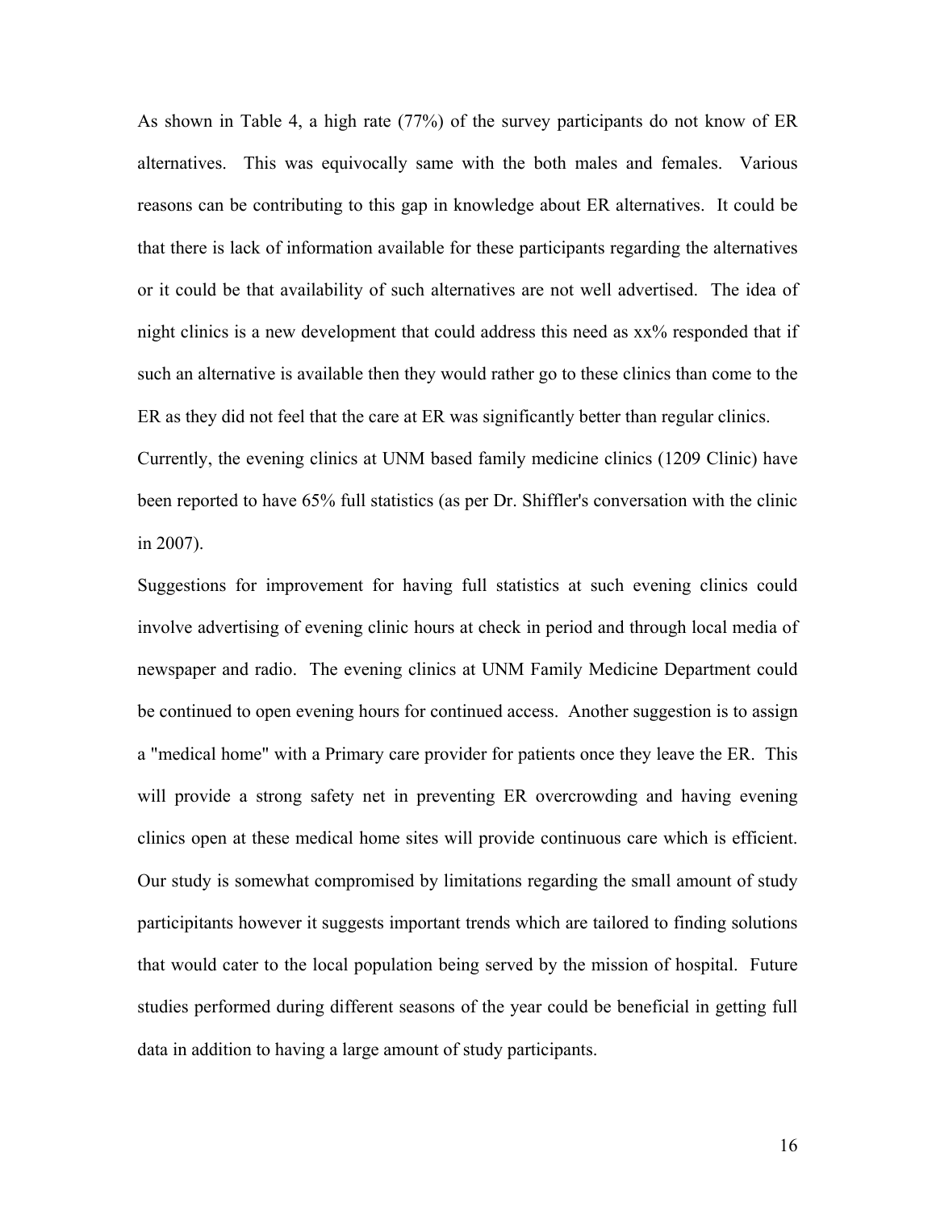As shown in Table 4, a high rate (77%) of the survey participants do not know of ER alternatives. This was equivocally same with the both males and females. Various reasons can be contributing to this gap in knowledge about ER alternatives. It could be that there is lack of information available for these participants regarding the alternatives or it could be that availability of such alternatives are not well advertised. The idea of night clinics is a new development that could address this need as xx% responded that if such an alternative is available then they would rather go to these clinics than come to the ER as they did not feel that the care at ER was significantly better than regular clinics. Currently, the evening clinics at UNM based family medicine clinics (1209 Clinic) have been reported to have 65% full statistics (as per Dr. Shiffler's conversation with the clinic in 2007).

Suggestions for improvement for having full statistics at such evening clinics could involve advertising of evening clinic hours at check in period and through local media of newspaper and radio. The evening clinics at UNM Family Medicine Department could be continued to open evening hours for continued access. Another suggestion is to assign a "medical home" with a Primary care provider for patients once they leave the ER. This will provide a strong safety net in preventing ER overcrowding and having evening clinics open at these medical home sites will provide continuous care which is efficient. Our study is somewhat compromised by limitations regarding the small amount of study participipitants however it suggests important trends which are tailored to finding solutions that would cater to the local population being served by the mission of hospital. Future studies performed during different seasons of the year could be beneficial in getting full data in addition to having a large amount of study participants.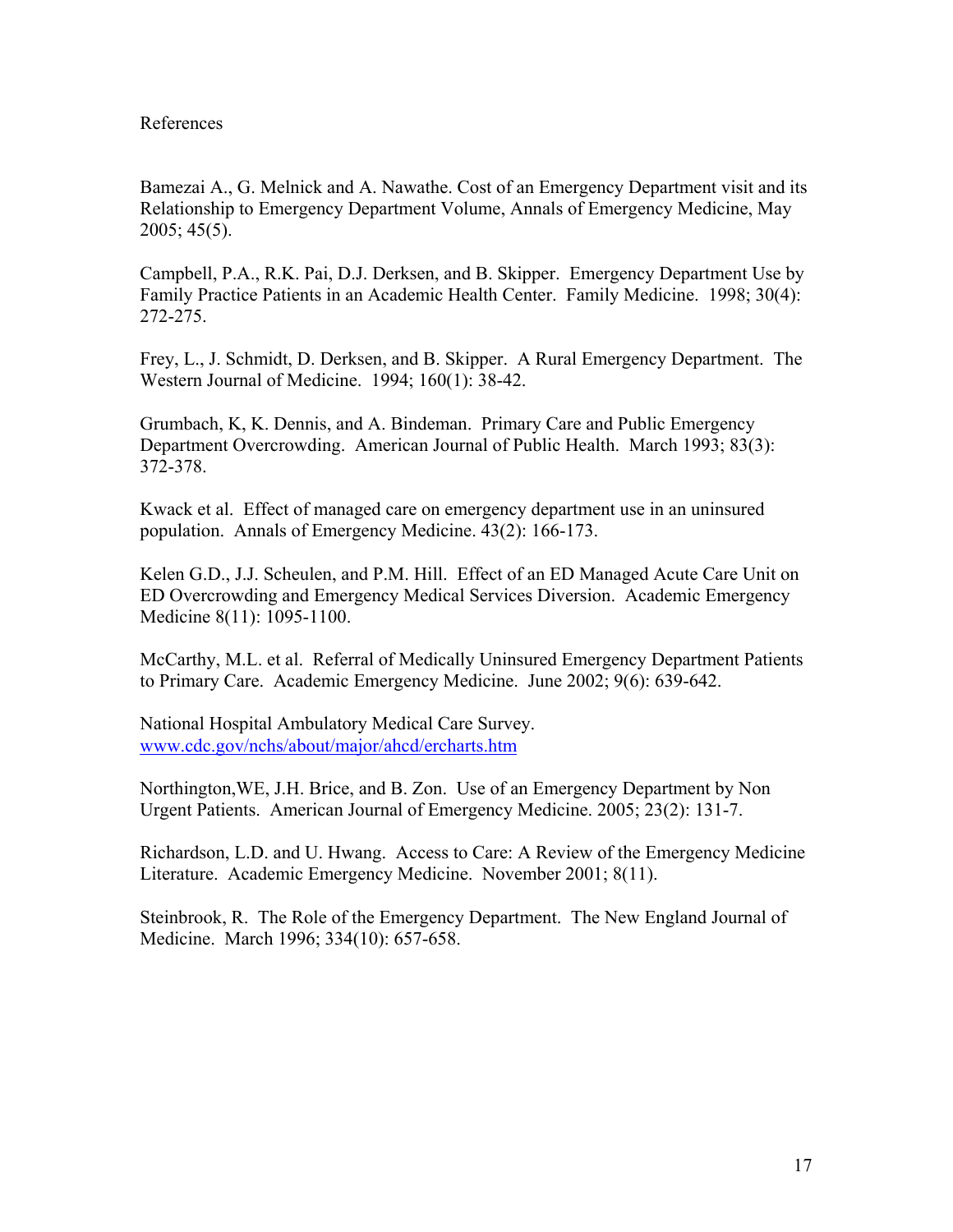References

Bamezai A., G. Melnick and A. Nawathe. Cost of an Emergency Department visit and its Relationship to Emergency Department Volume, Annals of Emergency Medicine, May 2005; 45(5).

Campbell, P.A., R.K. Pai, D.J. Derksen, and B. Skipper. Emergency Department Use by Family Practice Patients in an Academic Health Center. Family Medicine. 1998; 30(4): 272-275.

Frey, L., J. Schmidt, D. Derksen, and B. Skipper. A Rural Emergency Department. The Western Journal of Medicine. 1994; 160(1): 38-42.

Grumbach, K, K. Dennis, and A. Bindeman. Primary Care and Public Emergency Department Overcrowding. American Journal of Public Health. March 1993; 83(3): 372-378.

Kwack et al. Effect of managed care on emergency department use in an uninsured population. Annals of Emergency Medicine. 43(2): 166-173.

Kelen G.D., J.J. Scheulen, and P.M. Hill. Effect of an ED Managed Acute Care Unit on ED Overcrowding and Emergency Medical Services Diversion. Academic Emergency Medicine 8(11): 1095-1100.

McCarthy, M.L. et al. Referral of Medically Uninsured Emergency Department Patients to Primary Care. Academic Emergency Medicine. June 2002; 9(6): 639-642.

National Hospital Ambulatory Medical Care Survey.
[www.cdc.gov/nchs/about/major/ahcd/ercharts.htm](www.cdc.gov/nchs/about/major/ahcd/ercharts.htm)

Northington,WE, J.H. Brice, and B. Zon. Use of an Emergency Department by Non Urgent Patients. American Journal of Emergency Medicine. 2005; 23(2): 131-7.

Richardson, L.D. and U. Hwang. Access to Care: A Review of the Emergency Medicine Literature. Academic Emergency Medicine. November 2001; 8(11).

Steinbrook, R. The Role of the Emergency Department. The New England Journal of Medicine. March 1996; 334(10): 657-658.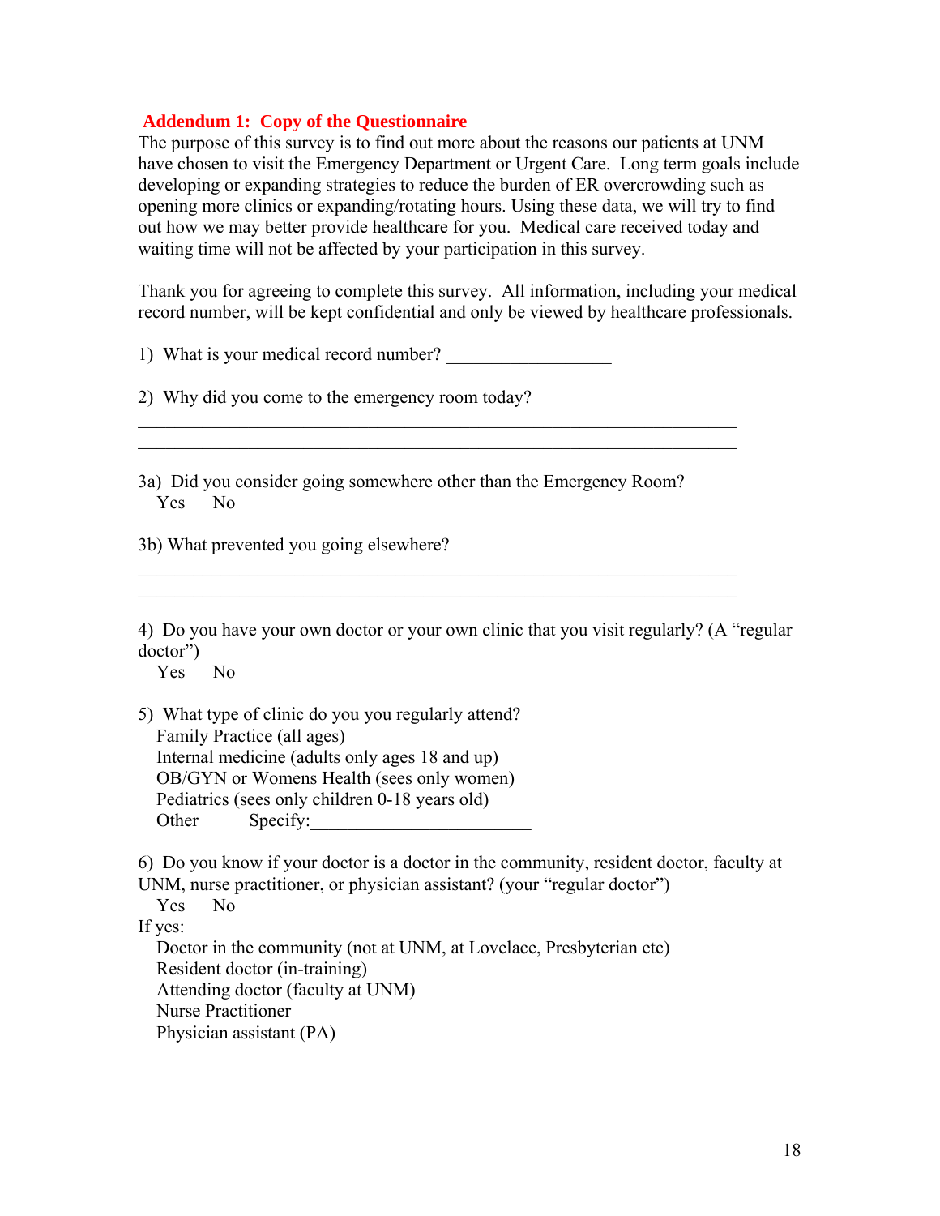## Addendum 1: Copy of the Questionnaire

The purpose of this survey is to find out more about the reasons our patients at UNM have chosen to visit the Emergency Department or Urgent Care. Long term goals include developing or expanding strategies to reduce the burden of ER overcrowding such as opening more clinics or expanding/rotating hours. Using these data, we will try to find out how we may better provide healthcare for you. Medical care received today and waiting time will not be affected by your participation in this survey.

Thank you for agreeing to complete this survey. All information, including your medical record number, will be kept confidential and only be viewed by healthcare professionals.

1) What is your medical record number? __________________

2) Why did you come to the emergency room today?

_________________________________________________________________

_________________________________________________________________

3a) Did you consider going somewhere other than the Emergency Room?
   Yes   No

3b) What prevented you going elsewhere?

_________________________________________________________________

_________________________________________________________________

4) Do you have your own doctor or your own clinic that you visit regularly? (A "regular doctor")
   Yes   No

5) What type of clinic do you you regularly attend?
   Family Practice (all ages)
   Internal medicine (adults only ages 18 and up)
   OB/GYN or Womens Health (sees only women)
   Pediatrics (sees only children 0-18 years old)
   Other   Specify:________________________

6) Do you know if your doctor is a doctor in the community, resident doctor, faculty at UNM, nurse practitioner, or physician assistant? (your "regular doctor")
   Yes   No

If yes:
   Doctor in the community (not at UNM, at Lovelace, Presbyterian etc)
   Resident doctor (in-training)
   Attending doctor (faculty at UNM)
   Nurse Practitioner
   Physician assistant (PA)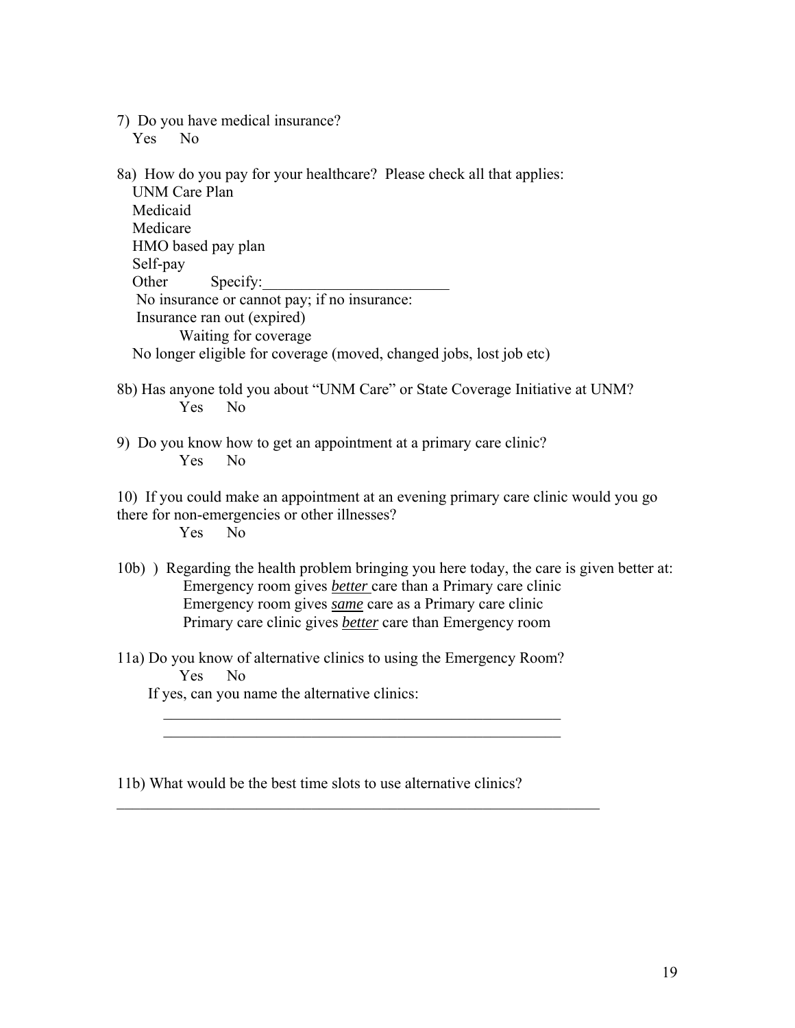7) Do you have medical insurance?
   Yes     No

8a) How do you pay for your healthcare? Please check all that applies:
   UNM Care Plan
   Medicaid
   Medicare
   HMO based pay plan
   Self-pay
   Other     Specify:________________________
   No insurance or cannot pay; if no insurance:
   Insurance ran out (expired)
   Waiting for coverage
   No longer eligible for coverage (moved, changed jobs, lost job etc)

8b) Has anyone told you about "UNM Care" or State Coverage Initiative at UNM?
   Yes     No

9) Do you know how to get an appointment at a primary care clinic?
   Yes     No

10) If you could make an appointment at an evening primary care clinic would you go there for non-emergencies or other illnesses?
   Yes     No

10b) ) Regarding the health problem bringing you here today, the care is given better at:
   Emergency room gives ***better*** care than a Primary care clinic
   Emergency room gives ***same*** care as a Primary care clinic
   Primary care clinic gives ***better*** care than Emergency room

11a) Do you know of alternative clinics to using the Emergency Room?
   Yes     No
   If yes, can you name the alternative clinics:
   ______________________________________________________
   ______________________________________________________

11b) What would be the best time slots to use alternative clinics?
_________________________________________________________________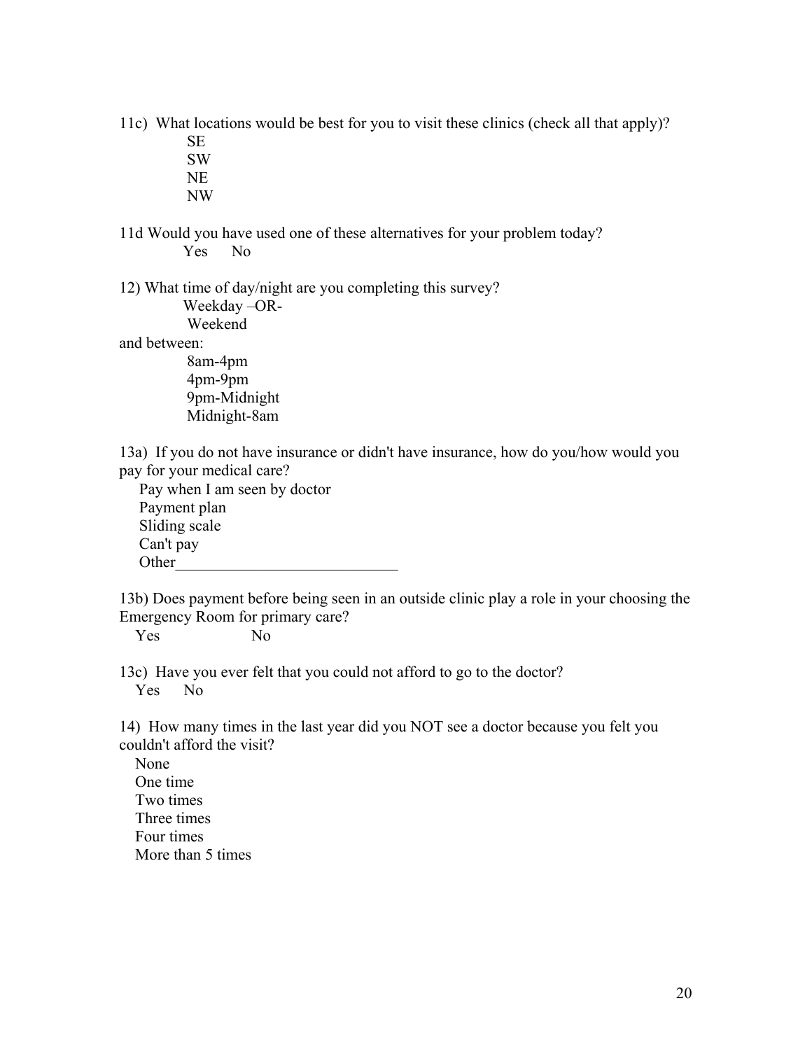11c) What locations would be best for you to visit these clinics (check all that apply)?

SE
SW
NE
NW

11d Would you have used one of these alternatives for your problem today?

Yes No

12) What time of day/night are you completing this survey?

Weekday –OR-
Weekend

and between:

8am-4pm
4pm-9pm
9pm-Midnight
Midnight-8am

13a) If you do not have insurance or didn't have insurance, how do you/how would you pay for your medical care?

Pay when I am seen by doctor
Payment plan
Sliding scale
Can't pay
Other___________________________

13b) Does payment before being seen in an outside clinic play a role in your choosing the Emergency Room for primary care?

Yes No

13c) Have you ever felt that you could not afford to go to the doctor?

Yes No

14) How many times in the last year did you NOT see a doctor because you felt you couldn't afford the visit?

None
One time
Two times
Three times
Four times
More than 5 times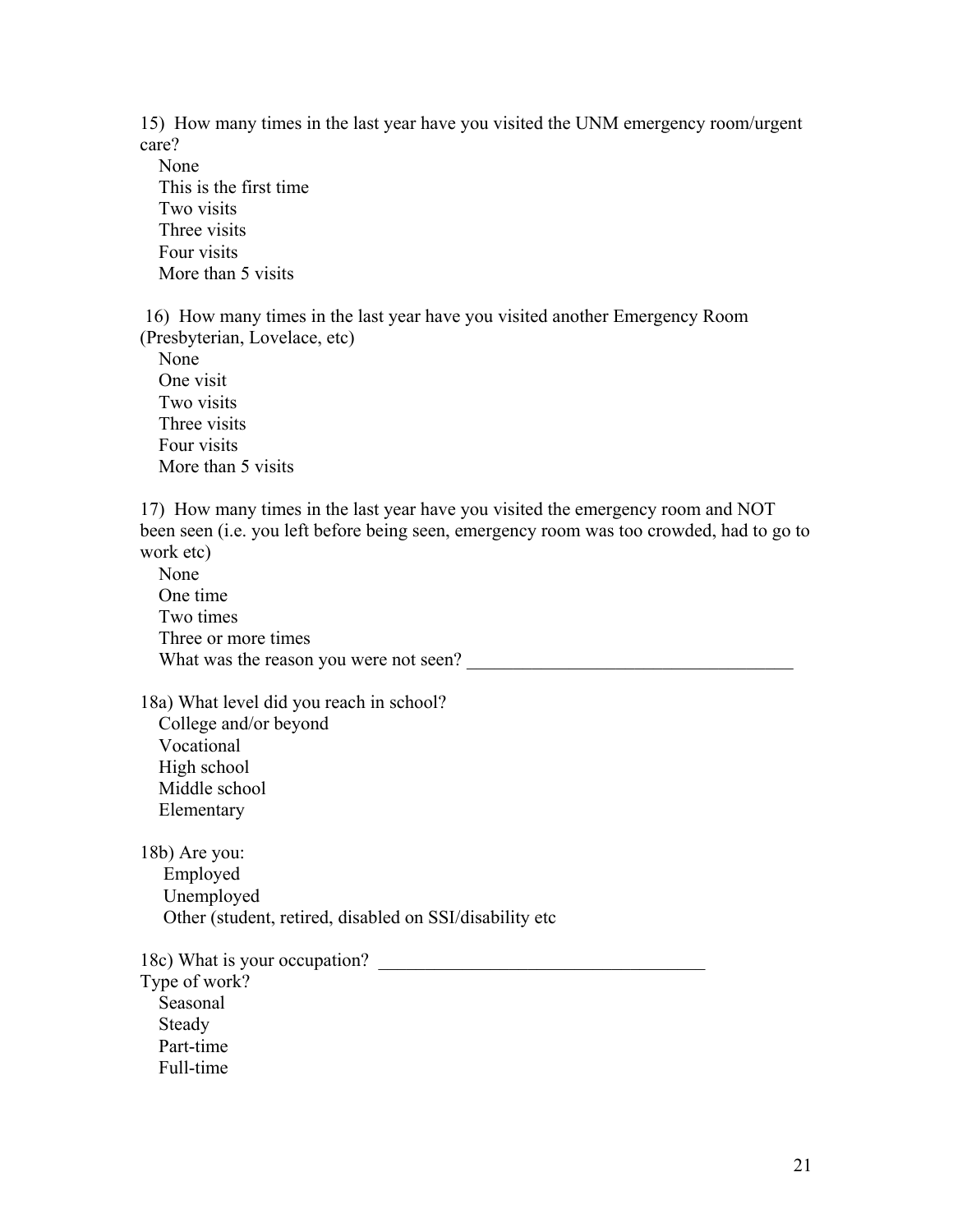15) How many times in the last year have you visited the UNM emergency room/urgent care?

None
This is the first time
Two visits
Three visits
Four visits
More than 5 visits

16) How many times in the last year have you visited another Emergency Room (Presbyterian, Lovelace, etc)

None
One visit
Two visits
Three visits
Four visits
More than 5 visits

17) How many times in the last year have you visited the emergency room and NOT been seen (i.e. you left before being seen, emergency room was too crowded, had to go to work etc)

None
One time
Two times
Three or more times
What was the reason you were not seen? ___________________________________

18a) What level did you reach in school?

College and/or beyond
Vocational
High school
Middle school
Elementary

18b) Are you:

Employed
Unemployed
Other (student, retired, disabled on SSI/disability etc

18c) What is your occupation? ___________________________________

Type of work?

Seasonal
Steady
Part-time
Full-time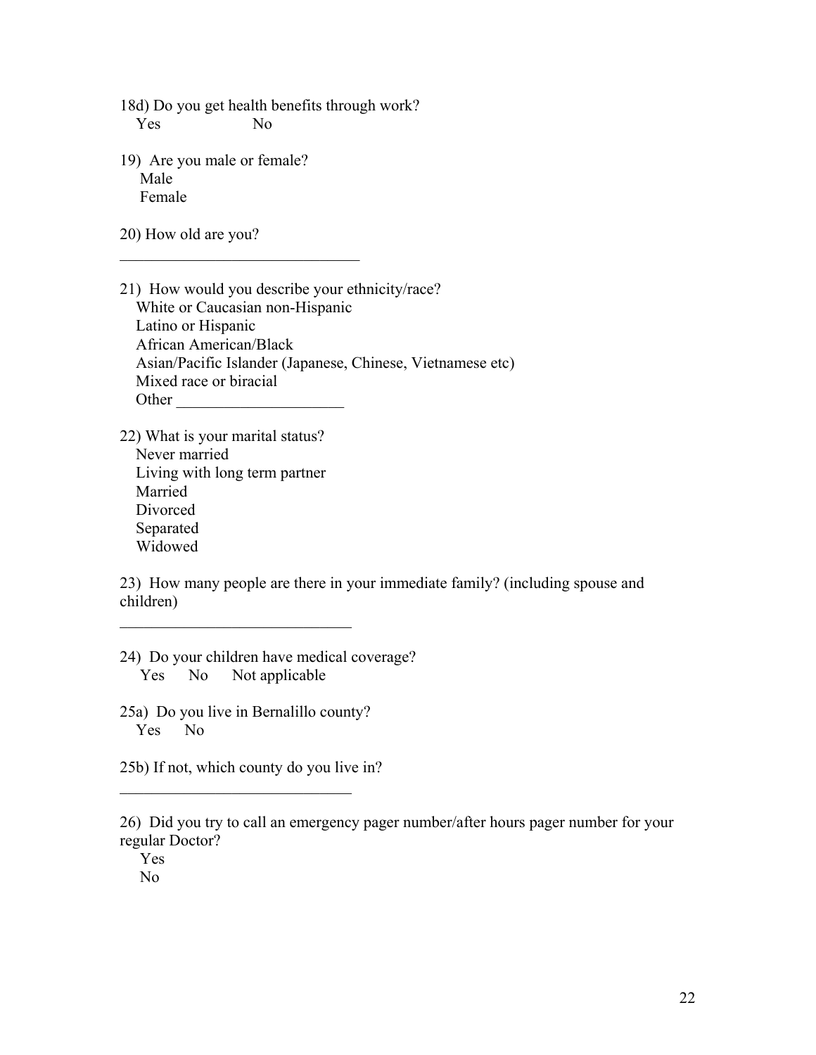18d) Do you get health benefits through work?
Yes No

19) Are you male or female?
Male
Female

20) How old are you?
______________________________

21) How would you describe your ethnicity/race?
White or Caucasian non-Hispanic
Latino or Hispanic
African American/Black
Asian/Pacific Islander (Japanese, Chinese, Vietnamese etc)
Mixed race or biracial
Other ____________________

22) What is your marital status?
Never married
Living with long term partner
Married
Divorced
Separated
Widowed

23) How many people are there in your immediate family? (including spouse and children)

______________________________

24) Do your children have medical coverage?
Yes No Not applicable

25a) Do you live in Bernalillo county?
Yes No

25b) If not, which county do you live in?
______________________________

26) Did you try to call an emergency pager number/after hours pager number for your regular Doctor?
Yes
No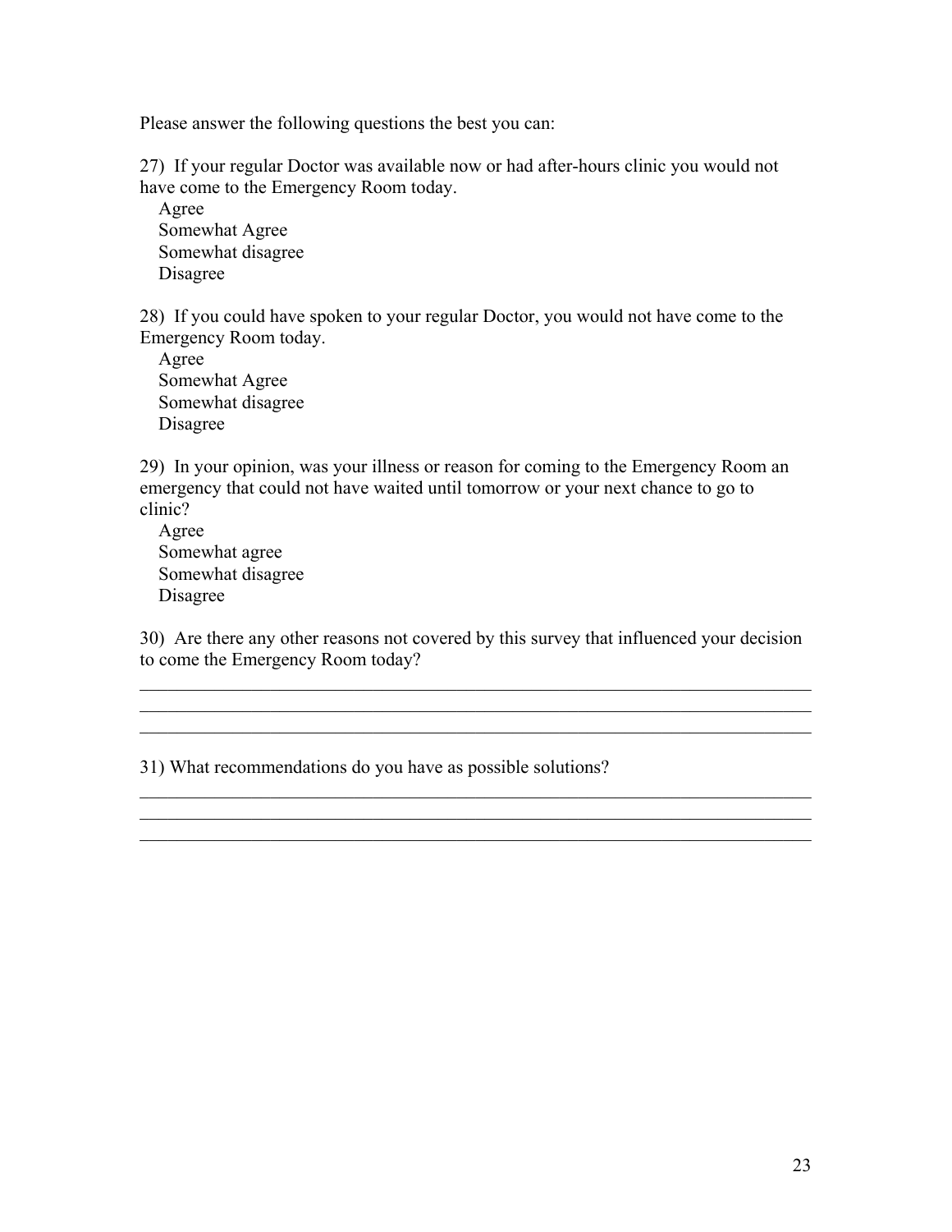Please answer the following questions the best you can:

27) If your regular Doctor was available now or had after-hours clinic you would not have come to the Emergency Room today.

- Agree
- Somewhat Agree
- Somewhat disagree
- Disagree

28) If you could have spoken to your regular Doctor, you would not have come to the Emergency Room today.

- Agree
- Somewhat Agree
- Somewhat disagree
- Disagree

29) In your opinion, was your illness or reason for coming to the Emergency Room an emergency that could not have waited until tomorrow or your next chance to go to clinic?

- Agree
- Somewhat agree
- Somewhat disagree
- Disagree

30) Are there any other reasons not covered by this survey that influenced your decision to come the Emergency Room today?

_____________________________________________________________________________
_____________________________________________________________________________
_____________________________________________________________________________

31) What recommendations do you have as possible solutions?

_____________________________________________________________________________
_____________________________________________________________________________
_____________________________________________________________________________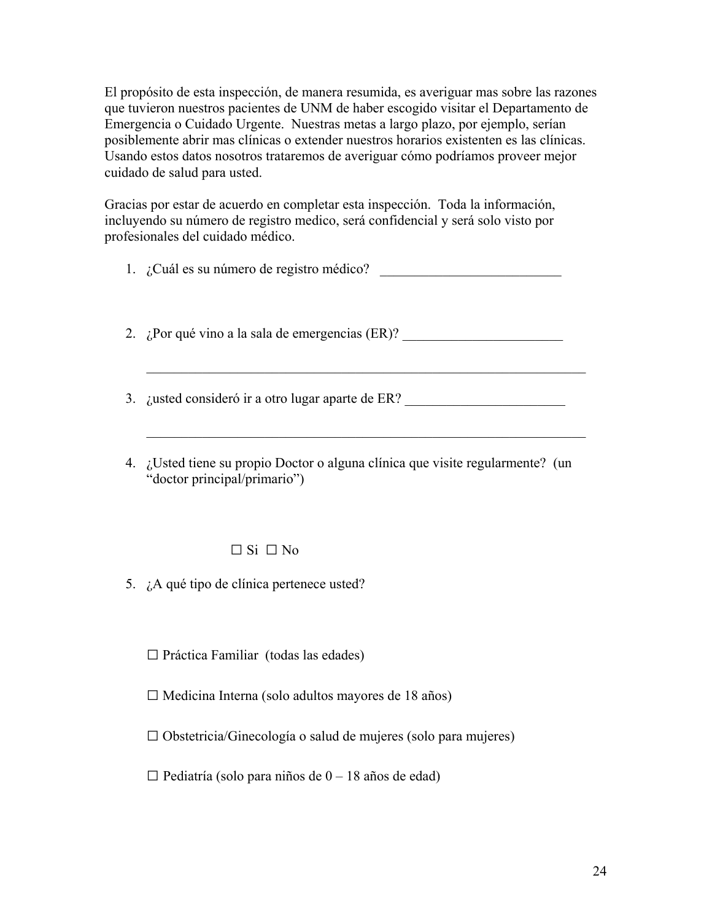El propósito de esta inspección, de manera resumida, es averiguar mas sobre las razones que tuvieron nuestros pacientes de UNM de haber escogido visitar el Departamento de Emergencia o Cuidado Urgente. Nuestras metas a largo plazo, por ejemplo, serían posiblemente abrir mas clínicas o extender nuestros horarios existenten es las clínicas. Usando estos datos nosotros trataremos de averiguar cómo podríamos proveer mejor cuidado de salud para usted.

Gracias por estar de acuerdo en completar esta inspección. Toda la información, incluyendo su número de registro medico, será confidencial y será solo visto por profesionales del cuidado médico.

1. ¿Cuál es su número de registro médico? ___________________________

2. ¿Por qué vino a la sala de emergencias (ER)? ________________________

   ____________________________________________________________________

3. ¿usted consideró ir a otro lugar aparte de ER? ________________________

   ____________________________________________________________________

4. ¿Usted tiene su propio Doctor o alguna clínica que visite regularmente? (un "doctor principal/primario")

   ☐ Si ☐ No

5. ¿A qué tipo de clínica pertenece usted?

   ☐ Práctica Familiar (todas las edades)

   ☐ Medicina Interna (solo adultos mayores de 18 años)

   ☐ Obstetricia/Ginecología o salud de mujeres (solo para mujeres)

   ☐ Pediatría (solo para niños de 0 – 18 años de edad)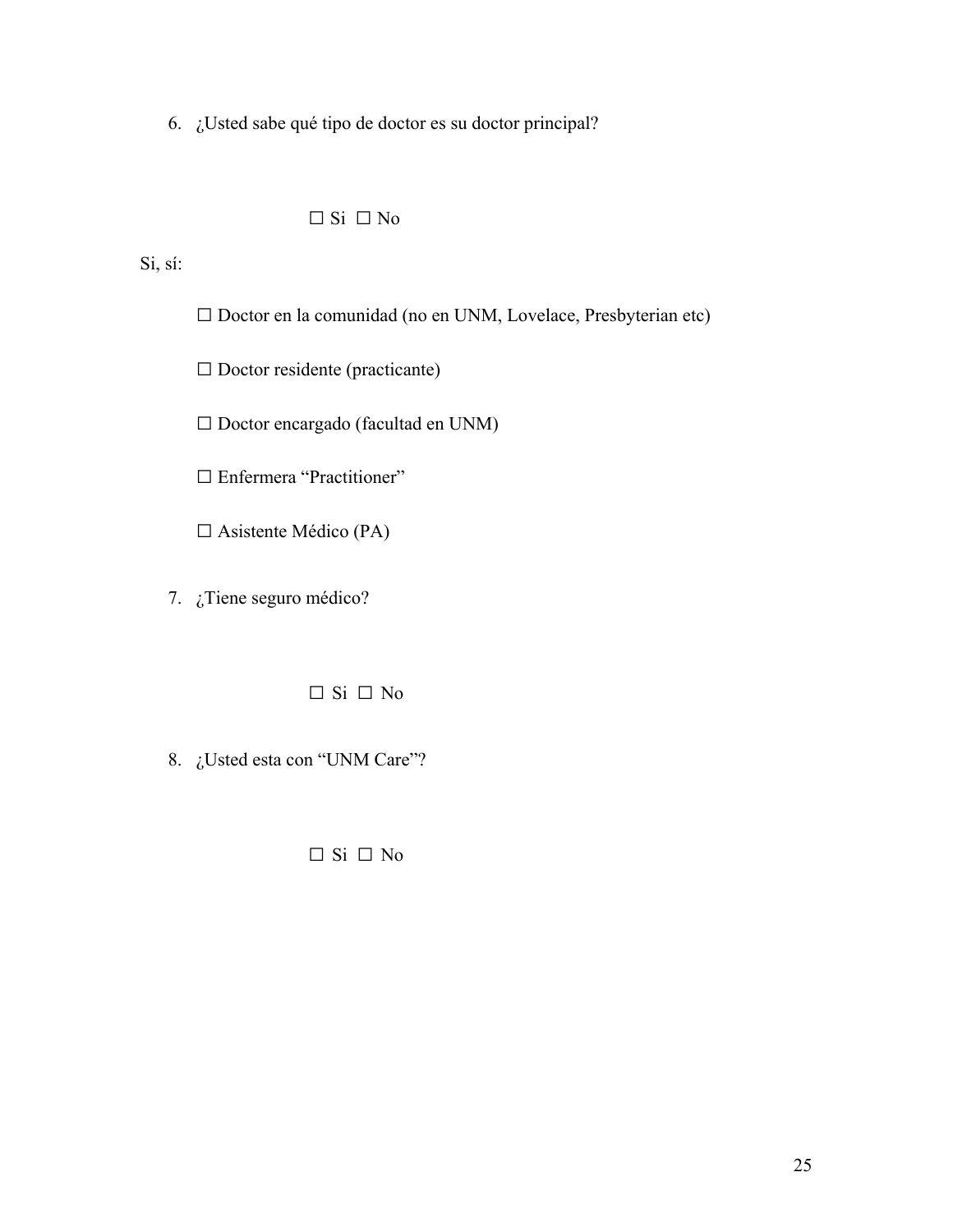6. ¿Usted sabe qué tipo de doctor es su doctor principal?

☐ Si ☐ No

Si, sí:

☐ Doctor en la comunidad (no en UNM, Lovelace, Presbyterian etc)

☐ Doctor residente (practicante)

☐ Doctor encargado (facultad en UNM)

☐ Enfermera "Practitioner"

☐ Asistente Médico (PA)

7. ¿Tiene seguro médico?

☐ Si ☐ No

8. ¿Usted esta con "UNM Care"?

☐ Si ☐ No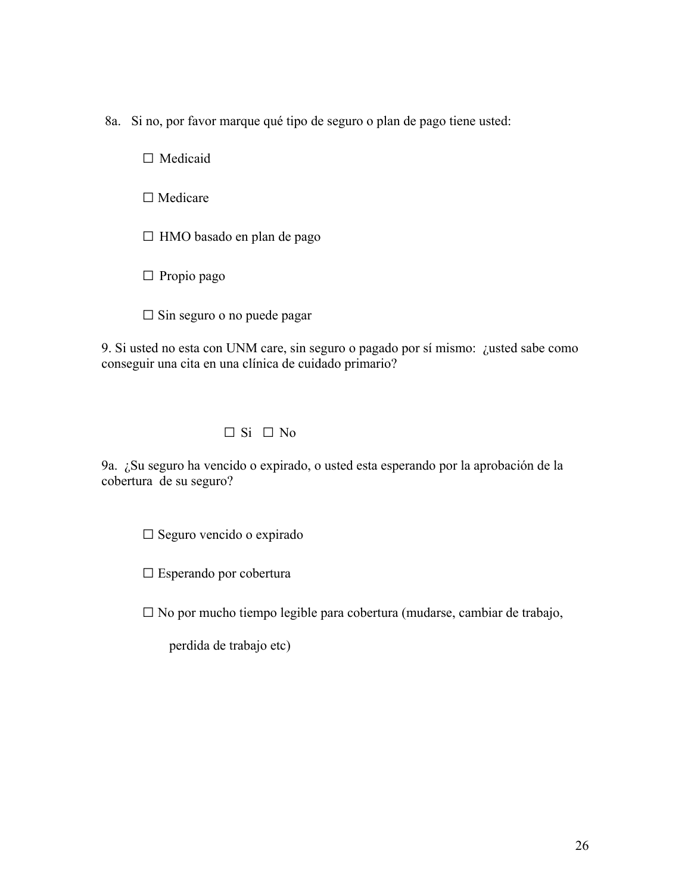8a. Si no, por favor marque qué tipo de seguro o plan de pago tiene usted:

☐ Medicaid

☐ Medicare

☐ HMO basado en plan de pago

☐ Propio pago

☐ Sin seguro o no puede pagar

9. Si usted no esta con UNM care, sin seguro o pagado por sí mismo: ¿usted sabe como conseguir una cita en una clínica de cuidado primario?

☐ Si ☐ No

9a. ¿Su seguro ha vencido o expirado, o usted esta esperando por la aprobación de la cobertura de su seguro?

☐ Seguro vencido o expirado

☐ Esperando por cobertura

☐ No por mucho tiempo legible para cobertura (mudarse, cambiar de trabajo, perdida de trabajo etc)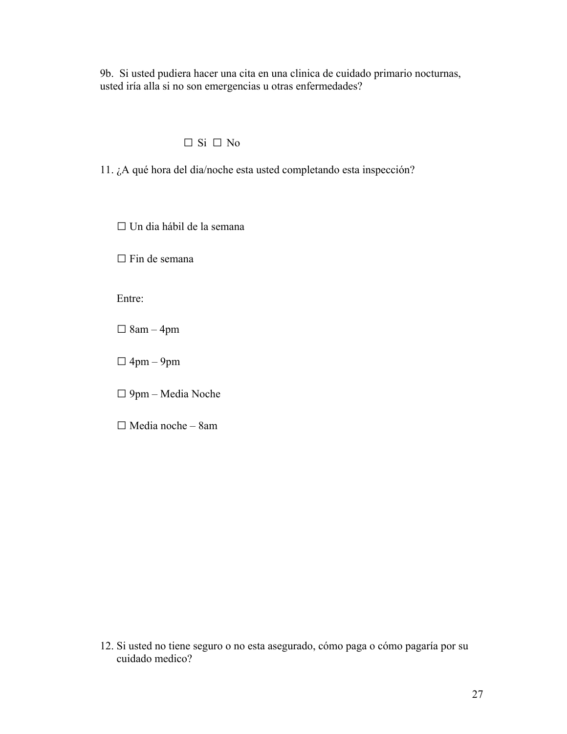9b. Si usted pudiera hacer una cita en una clinica de cuidado primario nocturnas, usted iría alla si no son emergencias u otras enfermedades?

☐ Si ☐ No

11. ¿A qué hora del dia/noche esta usted completando esta inspección?

    ☐ Un dia hábil de la semana

    ☐ Fin de semana

    Entre:

    ☐ 8am – 4pm

    ☐ 4pm – 9pm

    ☐ 9pm – Media Noche

    ☐ Media noche – 8am

12. Si usted no tiene seguro o no esta asegurado, cómo paga o cómo pagaría por su cuidado medico?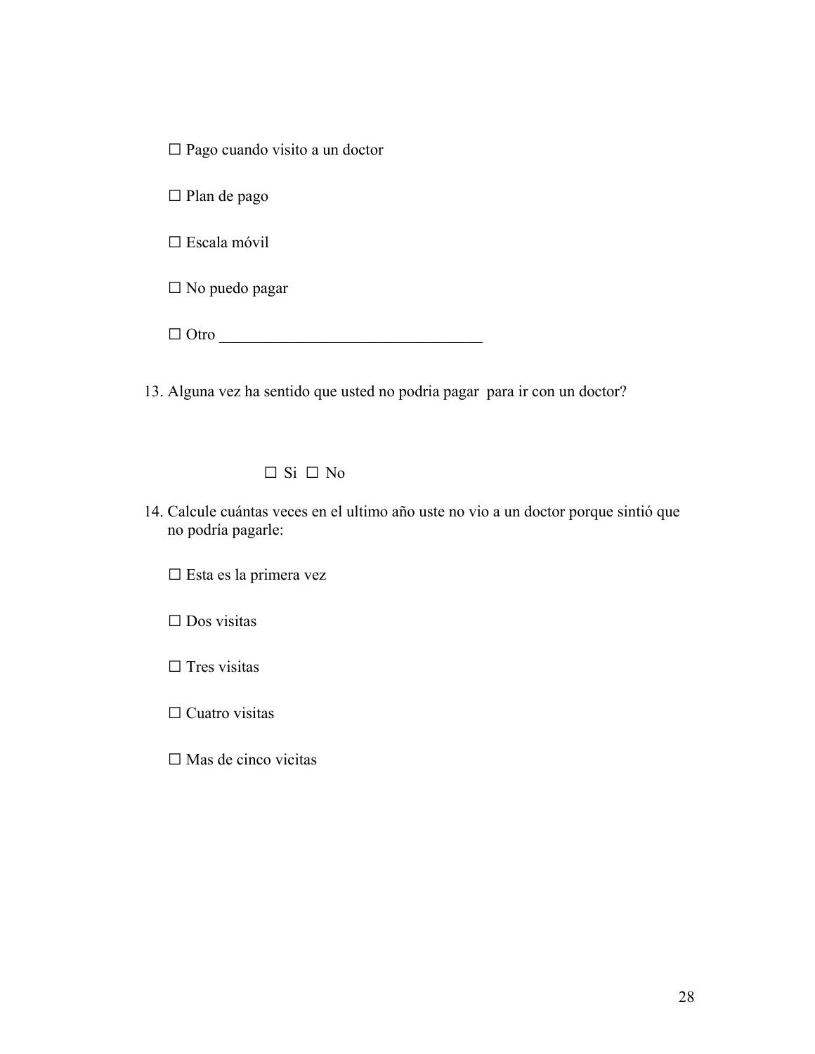☐ Pago cuando visito a un doctor

☐ Plan de pago

☐ Escala móvil

☐ No puedo pagar

☐ Otro _________________________________

13. Alguna vez ha sentido que usted no podria pagar  para ir con un doctor?

    ☐ Si  ☐ No

14. Calcule cuántas veces en el ultimo año uste no vio a un doctor porque sintió que no podría pagarle:

    ☐ Esta es la primera vez

    ☐ Dos visitas

    ☐ Tres visitas

    ☐ Cuatro visitas

    ☐ Mas de cinco vicitas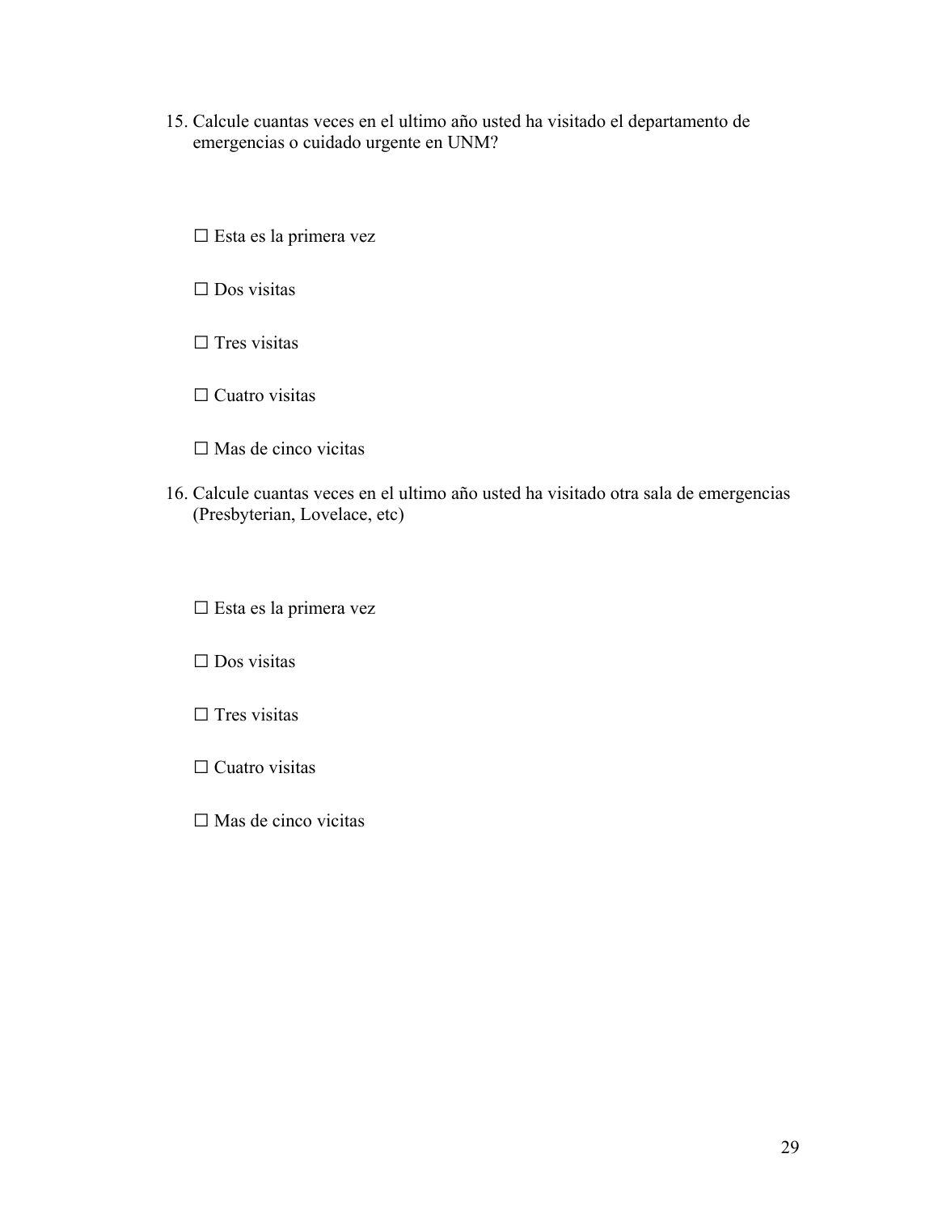15. Calcule cuantas veces en el ultimo año usted ha visitado el departamento de emergencias o cuidado urgente en UNM?

    ☐ Esta es la primera vez

    ☐ Dos visitas

    ☐ Tres visitas

    ☐ Cuatro visitas

    ☐ Mas de cinco vicitas

16. Calcule cuantas veces en el ultimo año usted ha visitado otra sala de emergencias (Presbyterian, Lovelace, etc)

    ☐ Esta es la primera vez

    ☐ Dos visitas

    ☐ Tres visitas

    ☐ Cuatro visitas

    ☐ Mas de cinco vicitas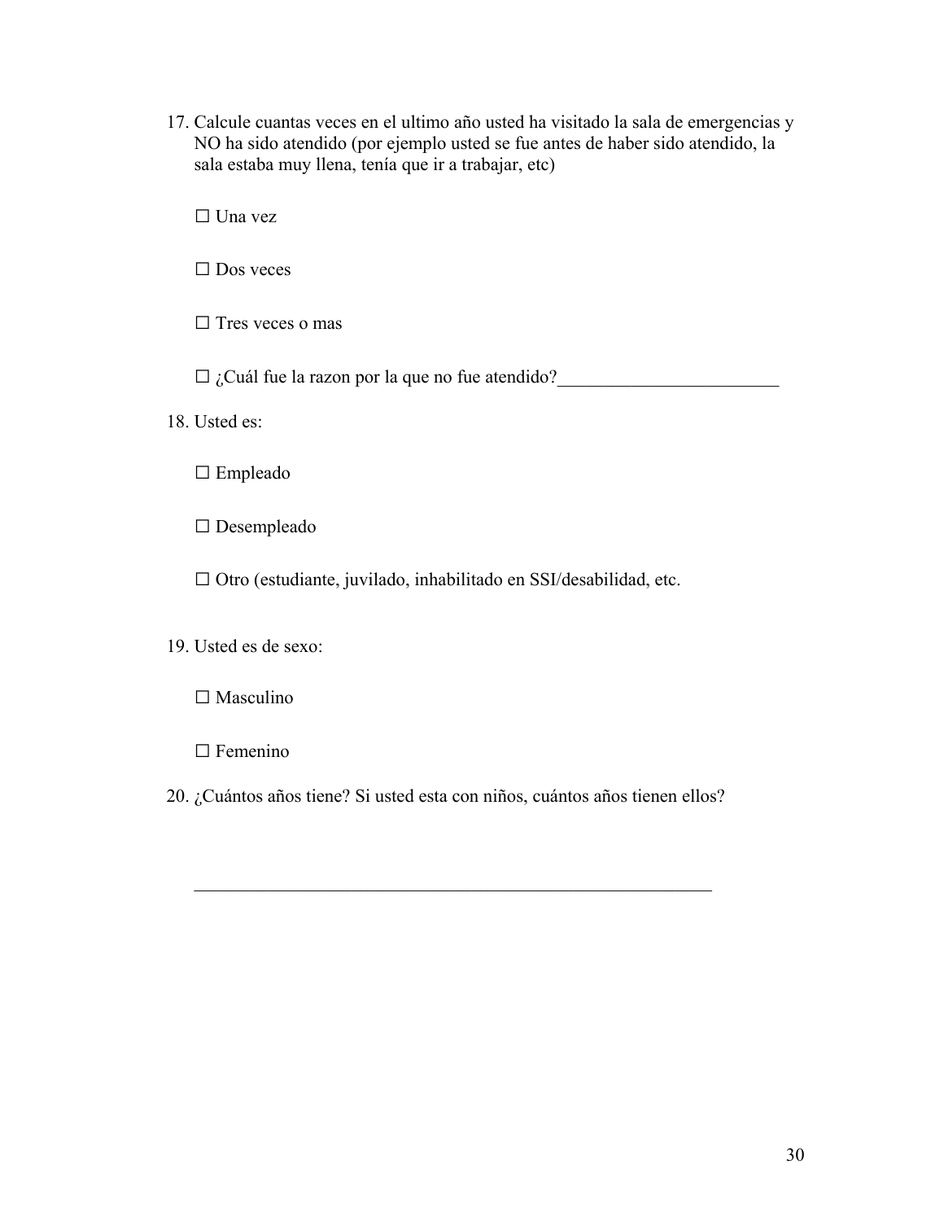17. Calcule cuantas veces en el ultimo año usted ha visitado la sala de emergencias y NO ha sido atendido (por ejemplo usted se fue antes de haber sido atendido, la sala estaba muy llena, tenía que ir a trabajar, etc)

    ☐ Una vez

    ☐ Dos veces

    ☐ Tres veces o mas

    ☐ ¿Cuál fue la razon por la que no fue atendido?________________________

18. Usted es:

    ☐ Empleado

    ☐ Desempleado

    ☐ Otro (estudiante, juvilado, inhabilitado en SSI/desabilidad, etc.

19. Usted es de sexo:

    ☐ Masculino

    ☐ Femenino

20. ¿Cuántos años tiene? Si usted esta con niños, cuántos años tienen ellos?

    ________________________________________________________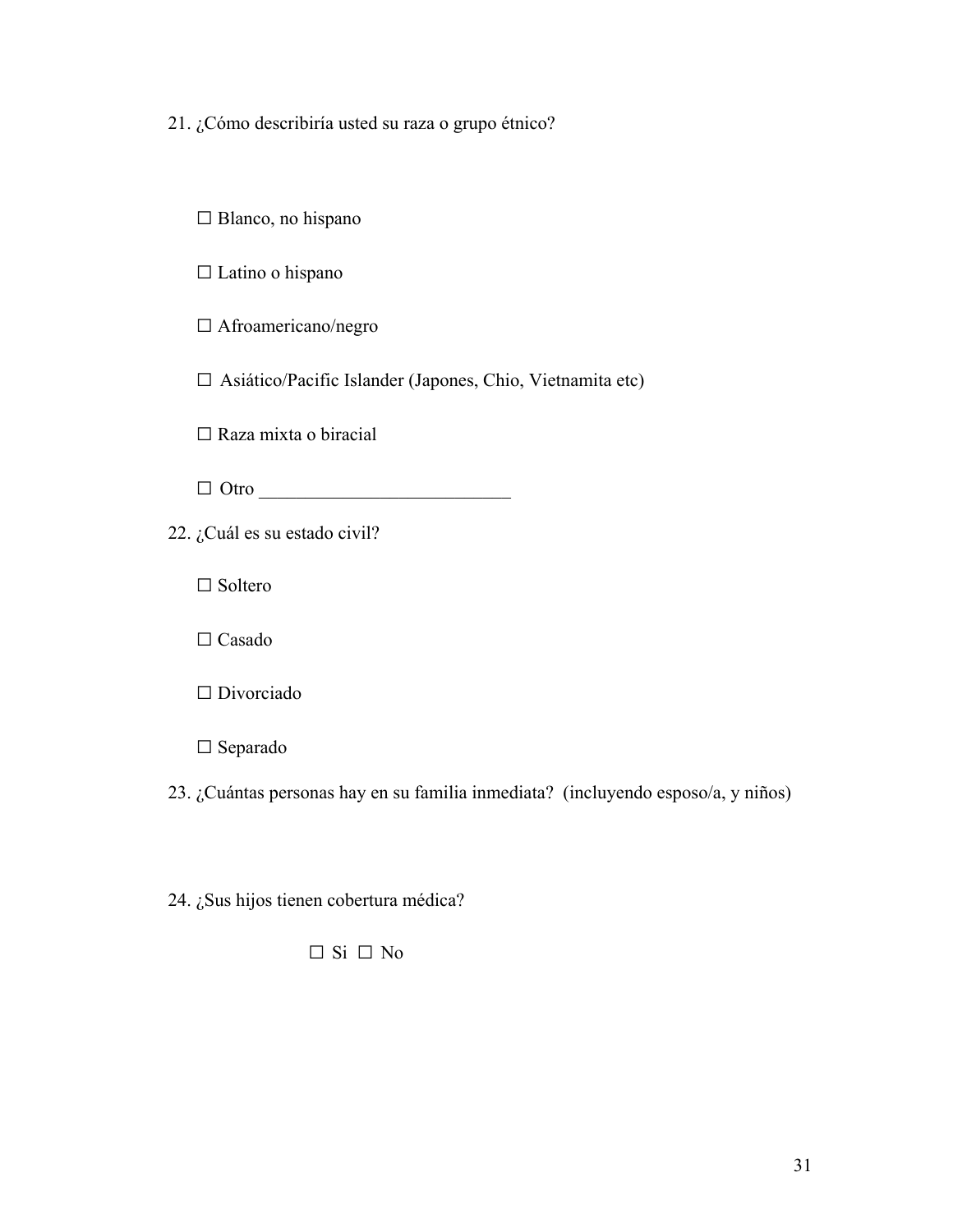21. ¿Cómo describiría usted su raza o grupo étnico?

☐ Blanco, no hispano

☐ Latino o hispano

☐ Afroamericano/negro

☐ Asiático/Pacific Islander (Japones, Chio, Vietnamita etc)

☐ Raza mixta o biracial

☐ Otro ___________________________

22. ¿Cuál es su estado civil?

☐ Soltero

☐ Casado

☐ Divorciado

☐ Separado

23. ¿Cuántas personas hay en su familia inmediata? (incluyendo esposo/a, y niños)

24. ¿Sus hijos tienen cobertura médica?

☐ Si ☐ No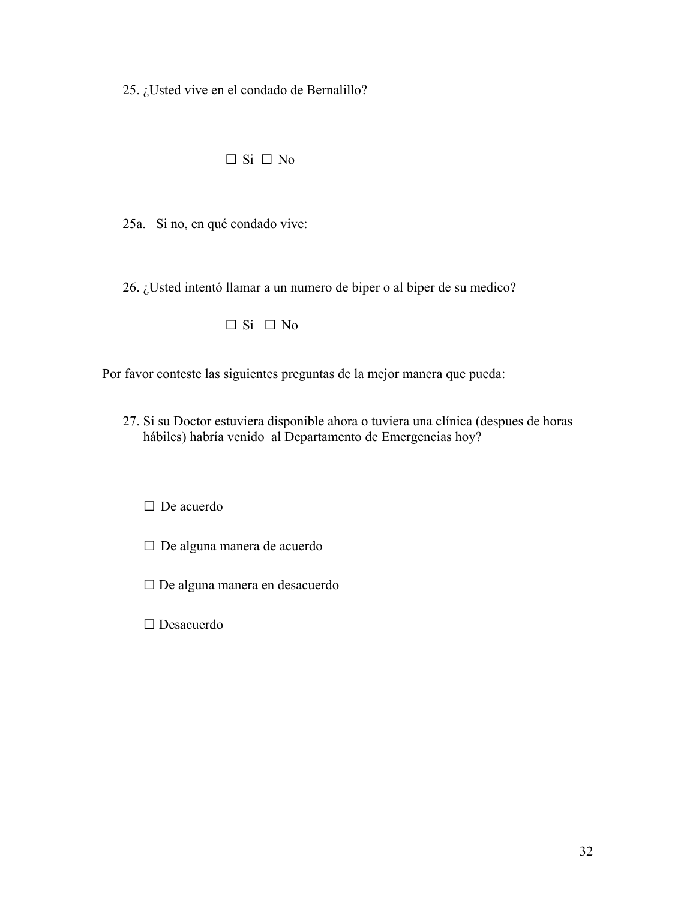25. ¿Usted vive en el condado de Bernalillo?

☐ Si ☐ No

25a. Si no, en qué condado vive:

26. ¿Usted intentó llamar a un numero de biper o al biper de su medico?

☐ Si ☐ No

Por favor conteste las siguientes preguntas de la mejor manera que pueda:

27. Si su Doctor estuviera disponible ahora o tuviera una clínica (despues de horas hábiles) habría venido al Departamento de Emergencias hoy?

☐ De acuerdo

☐ De alguna manera de acuerdo

☐ De alguna manera en desacuerdo

☐ Desacuerdo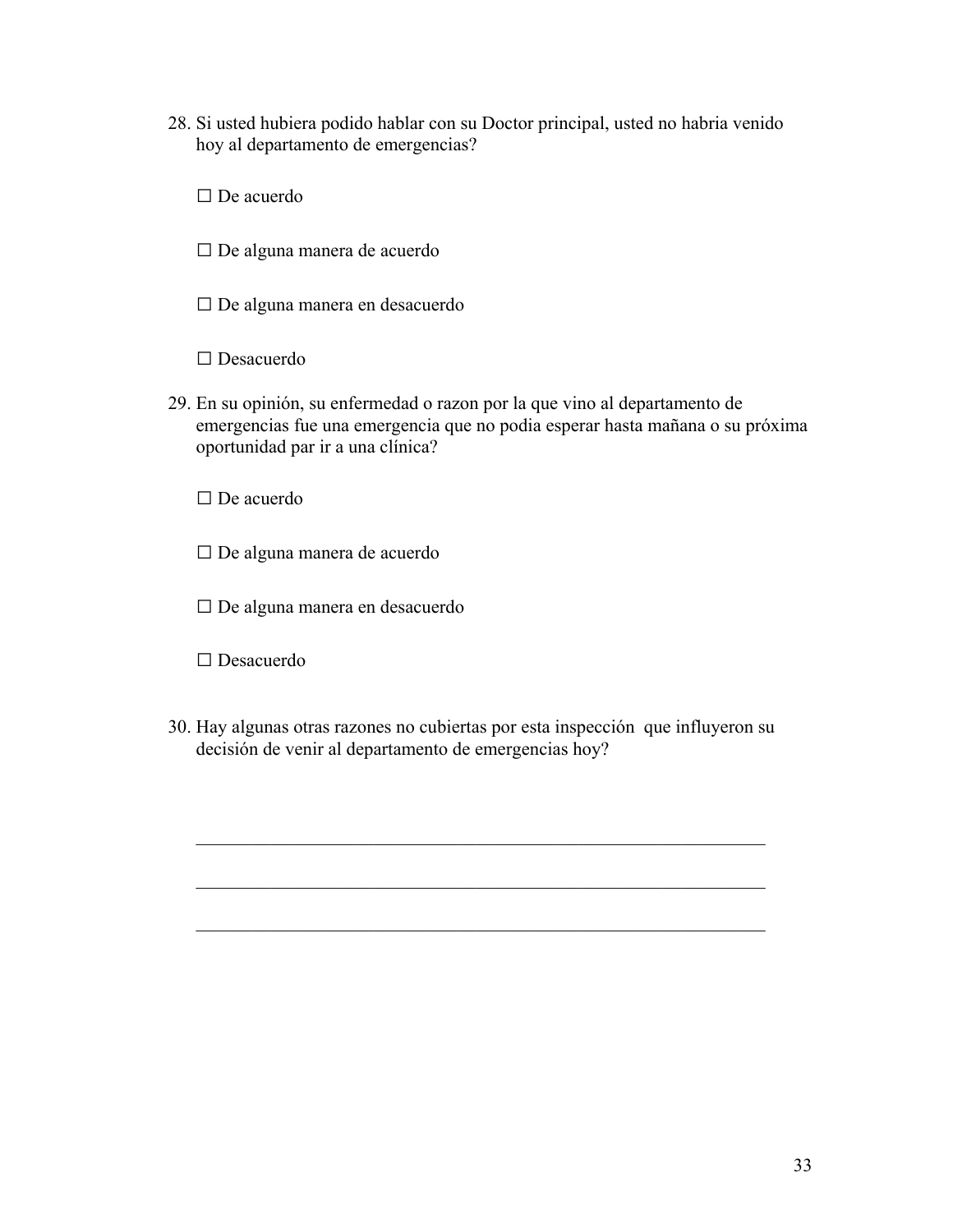28. Si usted hubiera podido hablar con su Doctor principal, usted no habria venido hoy al departamento de emergencias?

    ☐ De acuerdo

    ☐ De alguna manera de acuerdo

    ☐ De alguna manera en desacuerdo

    ☐ Desacuerdo

29. En su opinión, su enfermedad o razon por la que vino al departamento de emergencias fue una emergencia que no podia esperar hasta mañana o su próxima oportunidad par ir a una clínica?

    ☐ De acuerdo

    ☐ De alguna manera de acuerdo

    ☐ De alguna manera en desacuerdo

    ☐ Desacuerdo

30. Hay algunas otras razones no cubiertas por esta inspección que influyeron su decisión de venir al departamento de emergencias hoy?

    ___________________________________________________________________

    ___________________________________________________________________

    ___________________________________________________________________